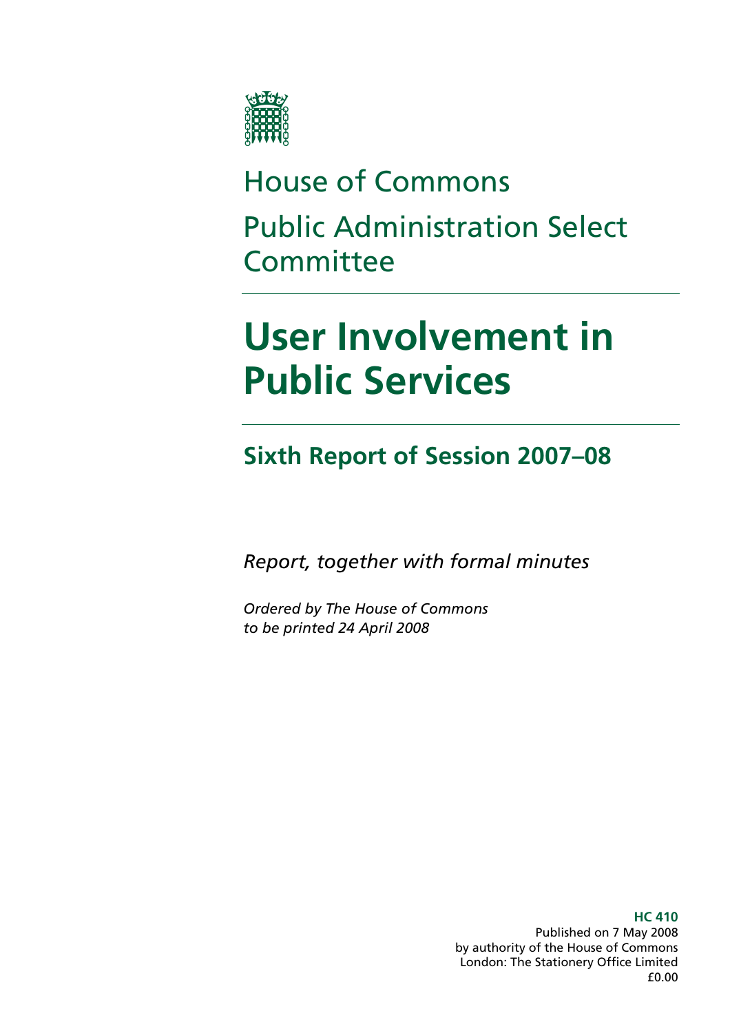# House of Commons

## Public Administration Select Committee

# User Involvement in Public Services

## Sixth Report of Session 2007–08

*Report, together with formal minutes*

*Ordered by The House of Commons to be printed 24 April 2008*

**HC 410**
Published on 7 May 2008
by authority of the House of Commons
London: The Stationery Office Limited
£0.00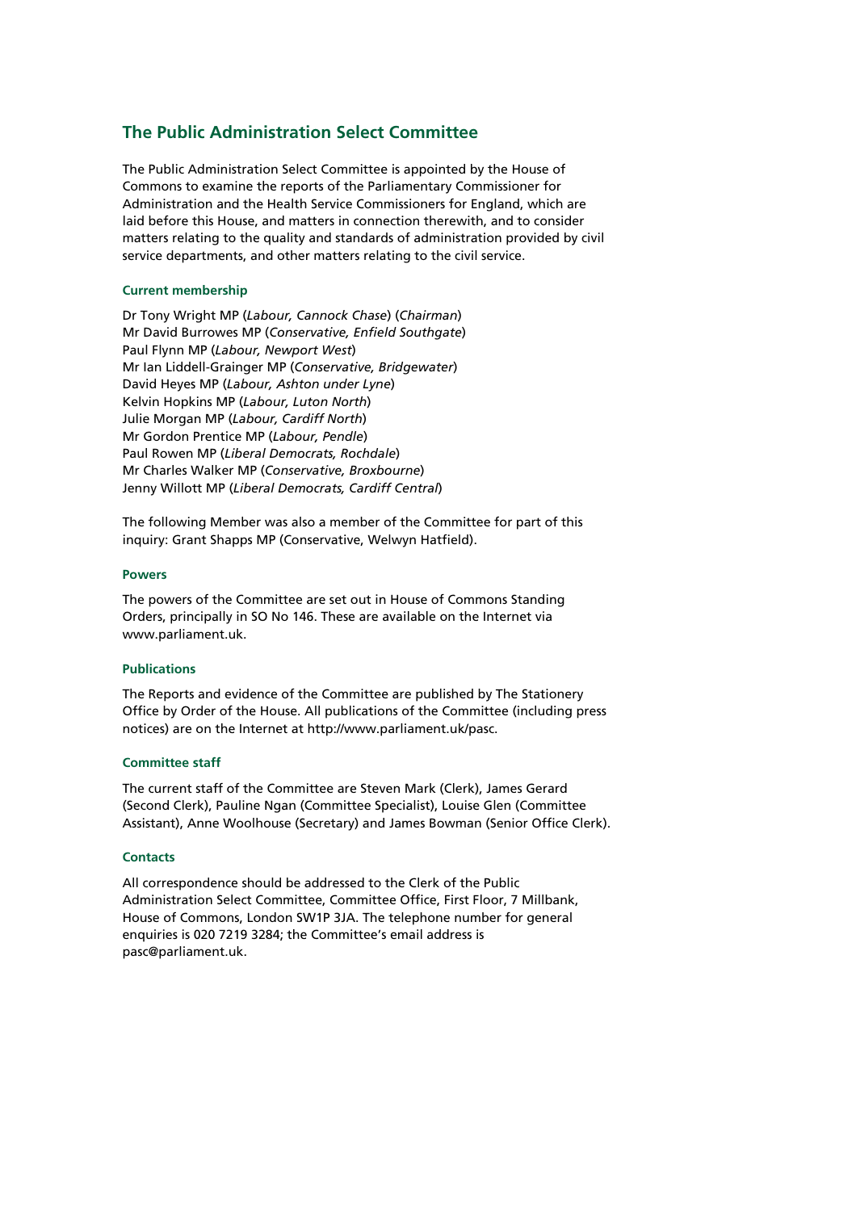## The Public Administration Select Committee

The Public Administration Select Committee is appointed by the House of Commons to examine the reports of the Parliamentary Commissioner for Administration and the Health Service Commissioners for England, which are laid before this House, and matters in connection therewith, and to consider matters relating to the quality and standards of administration provided by civil service departments, and other matters relating to the civil service.

### Current membership

Dr Tony Wright MP (*Labour, Cannock Chase*) (*Chairman*)
Mr David Burrowes MP (*Conservative, Enfield Southgate*)
Paul Flynn MP (*Labour, Newport West*)
Mr Ian Liddell-Grainger MP (*Conservative, Bridgewater*)
David Heyes MP (*Labour, Ashton under Lyne*)
Kelvin Hopkins MP (*Labour, Luton North*)
Julie Morgan MP (*Labour, Cardiff North*)
Mr Gordon Prentice MP (*Labour, Pendle*)
Paul Rowen MP (*Liberal Democrats, Rochdale*)
Mr Charles Walker MP (*Conservative, Broxbourne*)
Jenny Willott MP (*Liberal Democrats, Cardiff Central*)

The following Member was also a member of the Committee for part of this inquiry: Grant Shapps MP (Conservative, Welwyn Hatfield).

### Powers

The powers of the Committee are set out in House of Commons Standing Orders, principally in SO No 146. These are available on the Internet via www.parliament.uk.

### Publications

The Reports and evidence of the Committee are published by The Stationery Office by Order of the House. All publications of the Committee (including press notices) are on the Internet at http://www.parliament.uk/pasc.

### Committee staff

The current staff of the Committee are Steven Mark (Clerk), James Gerard (Second Clerk), Pauline Ngan (Committee Specialist), Louise Glen (Committee Assistant), Anne Woolhouse (Secretary) and James Bowman (Senior Office Clerk).

### Contacts

All correspondence should be addressed to the Clerk of the Public Administration Select Committee, Committee Office, First Floor, 7 Millbank, House of Commons, London SW1P 3JA. The telephone number for general enquiries is 020 7219 3284; the Committee's email address is pasc@parliament.uk.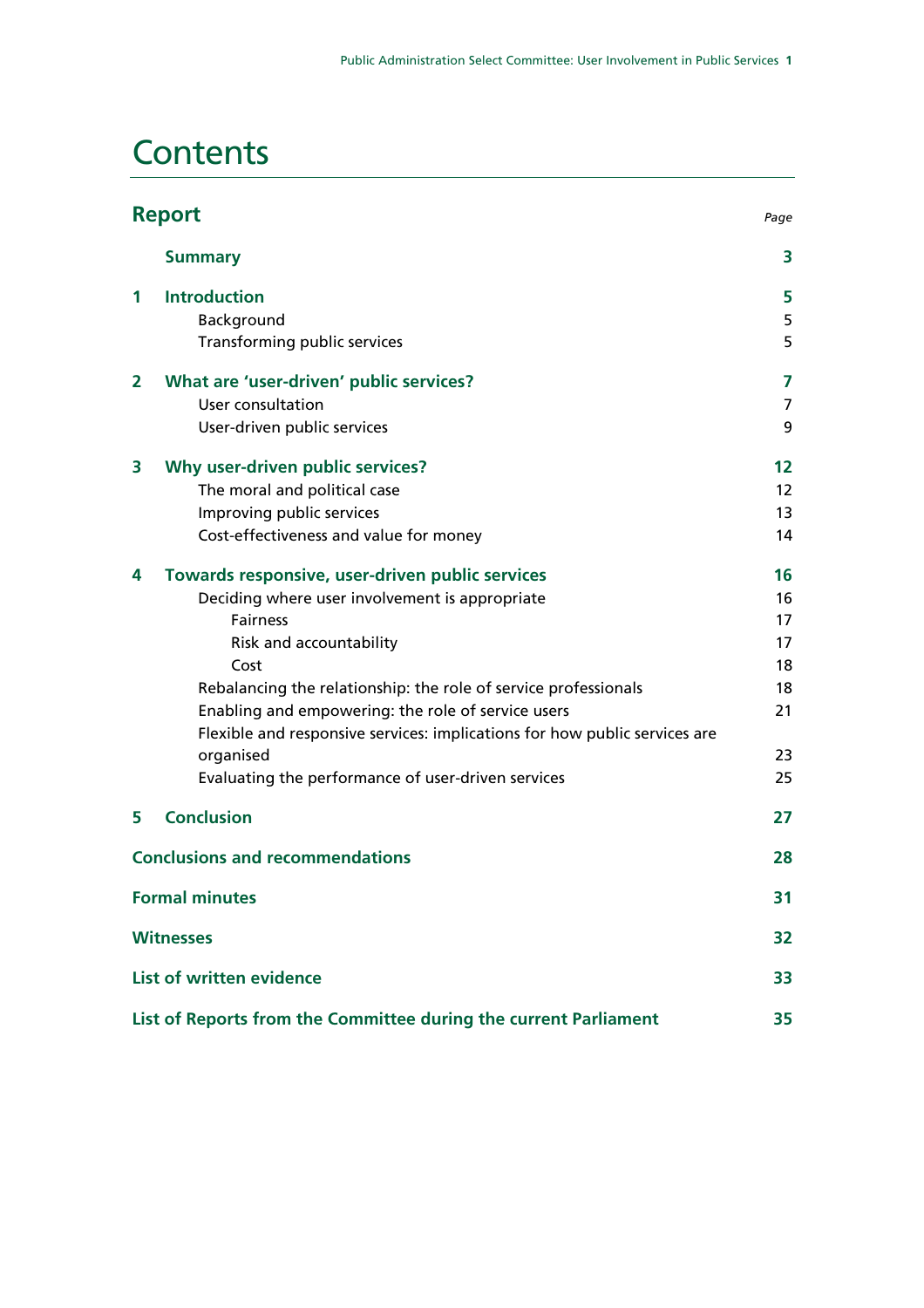# Contents

| Report | | Page |
|---|---|---|
| | **Summary** | **3** |
| **1** | **Introduction** | **5** |
| | Background | 5 |
| | Transforming public services | 5 |
| **2** | **What are 'user-driven' public services?** | **7** |
| | User consultation | 7 |
| | User-driven public services | 9 |
| **3** | **Why user-driven public services?** | **12** |
| | The moral and political case | 12 |
| | Improving public services | 13 |
| | Cost-effectiveness and value for money | 14 |
| **4** | **Towards responsive, user-driven public services** | **16** |
| | Deciding where user involvement is appropriate | 16 |
| | Fairness | 17 |
| | Risk and accountability | 17 |
| | Cost | 18 |
| | Rebalancing the relationship: the role of service professionals | 18 |
| | Enabling and empowering: the role of service users | 21 |
| | Flexible and responsive services: implications for how public services are organised | 23 |
| | Evaluating the performance of user-driven services | 25 |
| **5** | **Conclusion** | **27** |
| **Conclusions and recommendations** | | **28** |
| **Formal minutes** | | **31** |
| **Witnesses** | | **32** |
| **List of written evidence** | | **33** |
| **List of Reports from the Committee during the current Parliament** | | **35** |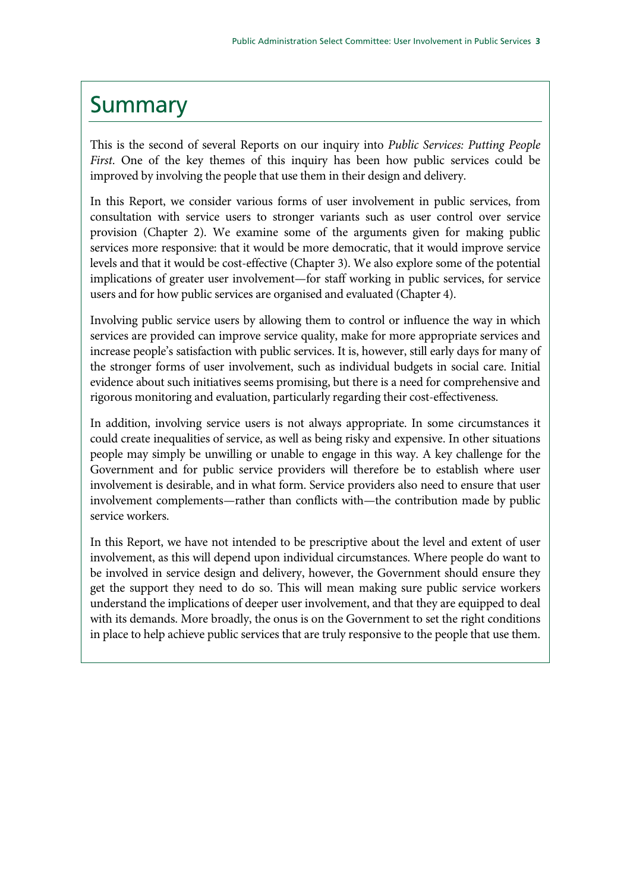# Summary

This is the second of several Reports on our inquiry into *Public Services: Putting People First*. One of the key themes of this inquiry has been how public services could be improved by involving the people that use them in their design and delivery.

In this Report, we consider various forms of user involvement in public services, from consultation with service users to stronger variants such as user control over service provision (Chapter 2). We examine some of the arguments given for making public services more responsive: that it would be more democratic, that it would improve service levels and that it would be cost-effective (Chapter 3). We also explore some of the potential implications of greater user involvement—for staff working in public services, for service users and for how public services are organised and evaluated (Chapter 4).

Involving public service users by allowing them to control or influence the way in which services are provided can improve service quality, make for more appropriate services and increase people's satisfaction with public services. It is, however, still early days for many of the stronger forms of user involvement, such as individual budgets in social care. Initial evidence about such initiatives seems promising, but there is a need for comprehensive and rigorous monitoring and evaluation, particularly regarding their cost-effectiveness.

In addition, involving service users is not always appropriate. In some circumstances it could create inequalities of service, as well as being risky and expensive. In other situations people may simply be unwilling or unable to engage in this way. A key challenge for the Government and for public service providers will therefore be to establish where user involvement is desirable, and in what form. Service providers also need to ensure that user involvement complements—rather than conflicts with—the contribution made by public service workers.

In this Report, we have not intended to be prescriptive about the level and extent of user involvement, as this will depend upon individual circumstances. Where people do want to be involved in service design and delivery, however, the Government should ensure they get the support they need to do so. This will mean making sure public service workers understand the implications of deeper user involvement, and that they are equipped to deal with its demands. More broadly, the onus is on the Government to set the right conditions in place to help achieve public services that are truly responsive to the people that use them.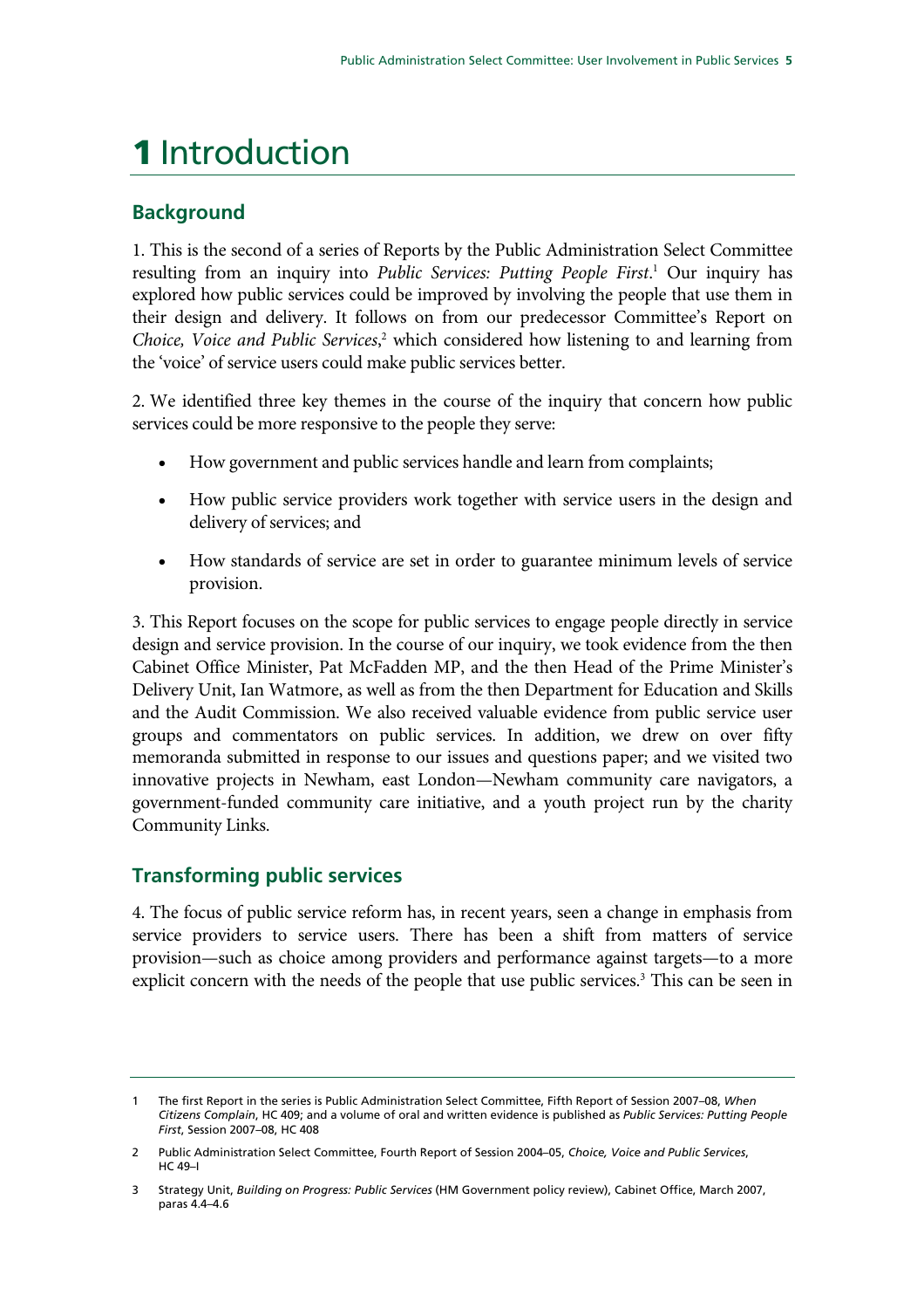# 1 Introduction

## Background

1. This is the second of a series of Reports by the Public Administration Select Committee resulting from an inquiry into *Public Services: Putting People First*.[1] Our inquiry has explored how public services could be improved by involving the people that use them in their design and delivery. It follows on from our predecessor Committee's Report on *Choice, Voice and Public Services*,[2] which considered how listening to and learning from the 'voice' of service users could make public services better.

2. We identified three key themes in the course of the inquiry that concern how public services could be more responsive to the people they serve:

- How government and public services handle and learn from complaints;
- How public service providers work together with service users in the design and delivery of services; and
- How standards of service are set in order to guarantee minimum levels of service provision.

3. This Report focuses on the scope for public services to engage people directly in service design and service provision. In the course of our inquiry, we took evidence from the then Cabinet Office Minister, Pat McFadden MP, and the then Head of the Prime Minister's Delivery Unit, Ian Watmore, as well as from the then Department for Education and Skills and the Audit Commission. We also received valuable evidence from public service user groups and commentators on public services. In addition, we drew on over fifty memoranda submitted in response to our issues and questions paper; and we visited two innovative projects in Newham, east London—Newham community care navigators, a government-funded community care initiative, and a youth project run by the charity Community Links.

## Transforming public services

4. The focus of public service reform has, in recent years, seen a change in emphasis from service providers to service users. There has been a shift from matters of service provision—such as choice among providers and performance against targets—to a more explicit concern with the needs of the people that use public services.[3] This can be seen in

---

1 The first Report in the series is Public Administration Select Committee, Fifth Report of Session 2007–08, *When Citizens Complain*, HC 409; and a volume of oral and written evidence is published as *Public Services: Putting People First*, Session 2007–08, HC 408

2 Public Administration Select Committee, Fourth Report of Session 2004–05, *Choice, Voice and Public Services*, HC 49–I

3 Strategy Unit, *Building on Progress: Public Services* (HM Government policy review), Cabinet Office, March 2007, paras 4.4–4.6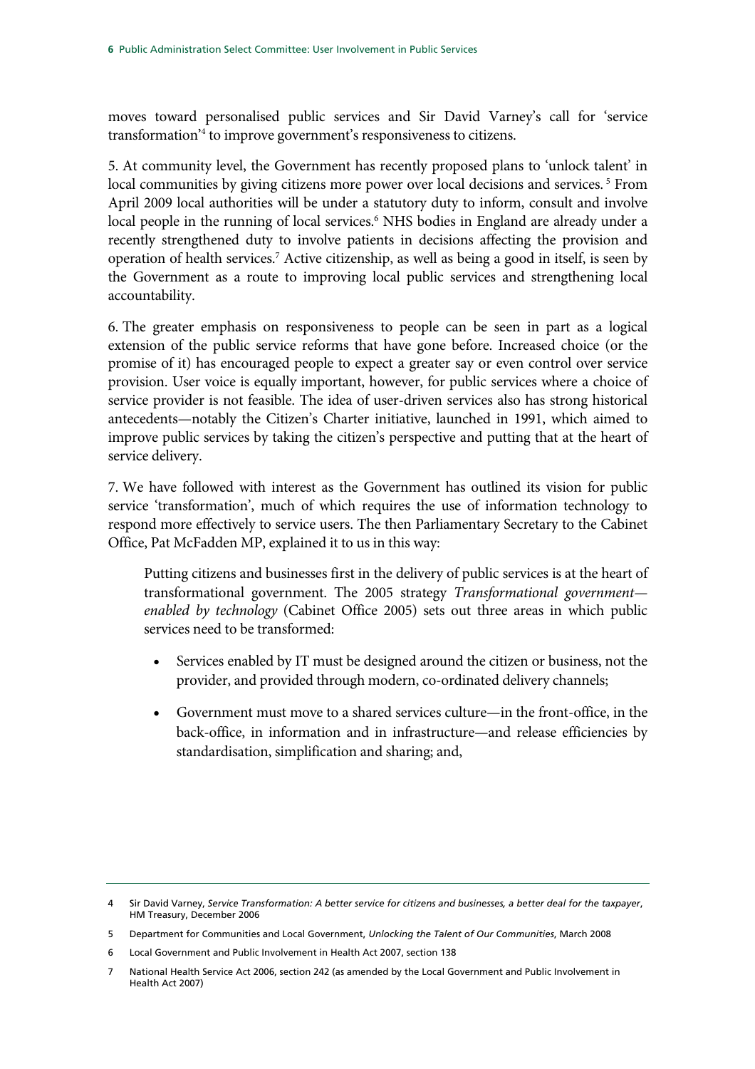moves toward personalised public services and Sir David Varney's call for 'service transformation'[4] to improve government's responsiveness to citizens.

5. At community level, the Government has recently proposed plans to 'unlock talent' in local communities by giving citizens more power over local decisions and services.[5] From April 2009 local authorities will be under a statutory duty to inform, consult and involve local people in the running of local services.[6] NHS bodies in England are already under a recently strengthened duty to involve patients in decisions affecting the provision and operation of health services.[7] Active citizenship, as well as being a good in itself, is seen by the Government as a route to improving local public services and strengthening local accountability.

6. The greater emphasis on responsiveness to people can be seen in part as a logical extension of the public service reforms that have gone before. Increased choice (or the promise of it) has encouraged people to expect a greater say or even control over service provision. User voice is equally important, however, for public services where a choice of service provider is not feasible. The idea of user-driven services also has strong historical antecedents—notably the Citizen's Charter initiative, launched in 1991, which aimed to improve public services by taking the citizen's perspective and putting that at the heart of service delivery.

7. We have followed with interest as the Government has outlined its vision for public service 'transformation', much of which requires the use of information technology to respond more effectively to service users. The then Parliamentary Secretary to the Cabinet Office, Pat McFadden MP, explained it to us in this way:

> Putting citizens and businesses first in the delivery of public services is at the heart of transformational government. The 2005 strategy *Transformational government—enabled by technology* (Cabinet Office 2005) sets out three areas in which public services need to be transformed:
>
> - Services enabled by IT must be designed around the citizen or business, not the provider, and provided through modern, co-ordinated delivery channels;
> - Government must move to a shared services culture—in the front-office, in the back-office, in information and in infrastructure—and release efficiencies by standardisation, simplification and sharing; and,

---

4 Sir David Varney, *Service Transformation: A better service for citizens and businesses, a better deal for the taxpayer*, HM Treasury, December 2006

5 Department for Communities and Local Government, *Unlocking the Talent of Our Communities*, March 2008

6 Local Government and Public Involvement in Health Act 2007, section 138

7 National Health Service Act 2006, section 242 (as amended by the Local Government and Public Involvement in Health Act 2007)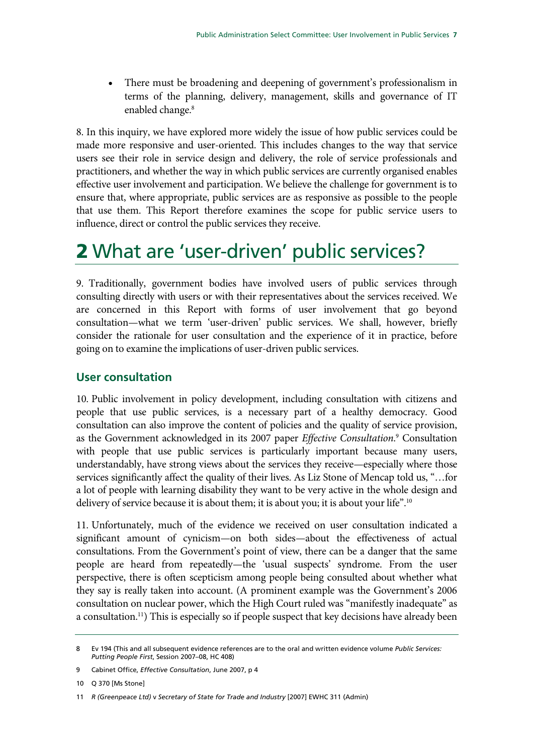- There must be broadening and deepening of government's professionalism in terms of the planning, delivery, management, skills and governance of IT enabled change.[8]

8. In this inquiry, we have explored more widely the issue of how public services could be made more responsive and user-oriented. This includes changes to the way that service users see their role in service design and delivery, the role of service professionals and practitioners, and whether the way in which public services are currently organised enables effective user involvement and participation. We believe the challenge for government is to ensure that, where appropriate, public services are as responsive as possible to the people that use them. This Report therefore examines the scope for public service users to influence, direct or control the public services they receive.

# 2 What are 'user-driven' public services?

9. Traditionally, government bodies have involved users of public services through consulting directly with users or with their representatives about the services received. We are concerned in this Report with forms of user involvement that go beyond consultation—what we term 'user-driven' public services. We shall, however, briefly consider the rationale for user consultation and the experience of it in practice, before going on to examine the implications of user-driven public services.

## User consultation

10. Public involvement in policy development, including consultation with citizens and people that use public services, is a necessary part of a healthy democracy. Good consultation can also improve the content of policies and the quality of service provision, as the Government acknowledged in its 2007 paper *Effective Consultation*.[9] Consultation with people that use public services is particularly important because many users, understandably, have strong views about the services they receive—especially where those services significantly affect the quality of their lives. As Liz Stone of Mencap told us, "…for a lot of people with learning disability they want to be very active in the whole design and delivery of service because it is about them; it is about you; it is about your life".[10]

11. Unfortunately, much of the evidence we received on user consultation indicated a significant amount of cynicism—on both sides—about the effectiveness of actual consultations. From the Government's point of view, there can be a danger that the same people are heard from repeatedly—the 'usual suspects' syndrome. From the user perspective, there is often scepticism among people being consulted about whether what they say is really taken into account. (A prominent example was the Government's 2006 consultation on nuclear power, which the High Court ruled was "manifestly inadequate" as a consultation.[11]) This is especially so if people suspect that key decisions have already been

8 Ev 194 (This and all subsequent evidence references are to the oral and written evidence volume *Public Services: Putting People First*, Session 2007–08, HC 408)

9 Cabinet Office, *Effective Consultation*, June 2007, p 4

10 Q 370 [Ms Stone]

11 *R (Greenpeace Ltd)* v *Secretary of State for Trade and Industry* [2007] EWHC 311 (Admin)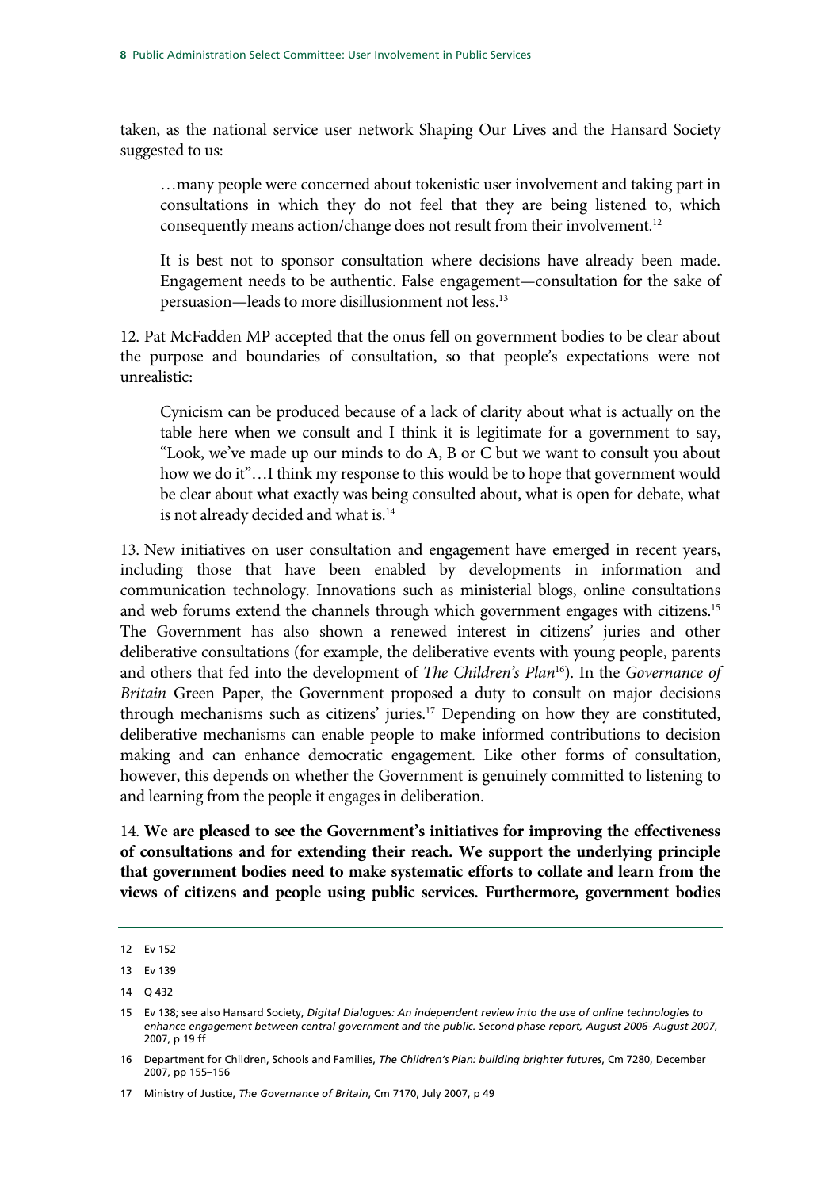taken, as the national service user network Shaping Our Lives and the Hansard Society suggested to us:

> …many people were concerned about tokenistic user involvement and taking part in consultations in which they do not feel that they are being listened to, which consequently means action/change does not result from their involvement.[12]

> It is best not to sponsor consultation where decisions have already been made. Engagement needs to be authentic. False engagement—consultation for the sake of persuasion—leads to more disillusionment not less.[13]

12. Pat McFadden MP accepted that the onus fell on government bodies to be clear about the purpose and boundaries of consultation, so that people's expectations were not unrealistic:

> Cynicism can be produced because of a lack of clarity about what is actually on the table here when we consult and I think it is legitimate for a government to say, "Look, we've made up our minds to do A, B or C but we want to consult you about how we do it"…I think my response to this would be to hope that government would be clear about what exactly was being consulted about, what is open for debate, what is not already decided and what is.[14]

13. New initiatives on user consultation and engagement have emerged in recent years, including those that have been enabled by developments in information and communication technology. Innovations such as ministerial blogs, online consultations and web forums extend the channels through which government engages with citizens.[15] The Government has also shown a renewed interest in citizens' juries and other deliberative consultations (for example, the deliberative events with young people, parents and others that fed into the development of *The Children's Plan*[16]). In the *Governance of Britain* Green Paper, the Government proposed a duty to consult on major decisions through mechanisms such as citizens' juries.[17] Depending on how they are constituted, deliberative mechanisms can enable people to make informed contributions to decision making and can enhance democratic engagement. Like other forms of consultation, however, this depends on whether the Government is genuinely committed to listening to and learning from the people it engages in deliberation.

14. **We are pleased to see the Government's initiatives for improving the effectiveness of consultations and for extending their reach. We support the underlying principle that government bodies need to make systematic efforts to collate and learn from the views of citizens and people using public services. Furthermore, government bodies**

---

12 Ev 152

13 Ev 139

14 Q 432

15 Ev 138; see also Hansard Society, *Digital Dialogues: An independent review into the use of online technologies to enhance engagement between central government and the public. Second phase report, August 2006–August 2007*, 2007, p 19 ff

16 Department for Children, Schools and Families, *The Children's Plan: building brighter futures*, Cm 7280, December 2007, pp 155–156

17 Ministry of Justice, *The Governance of Britain*, Cm 7170, July 2007, p 49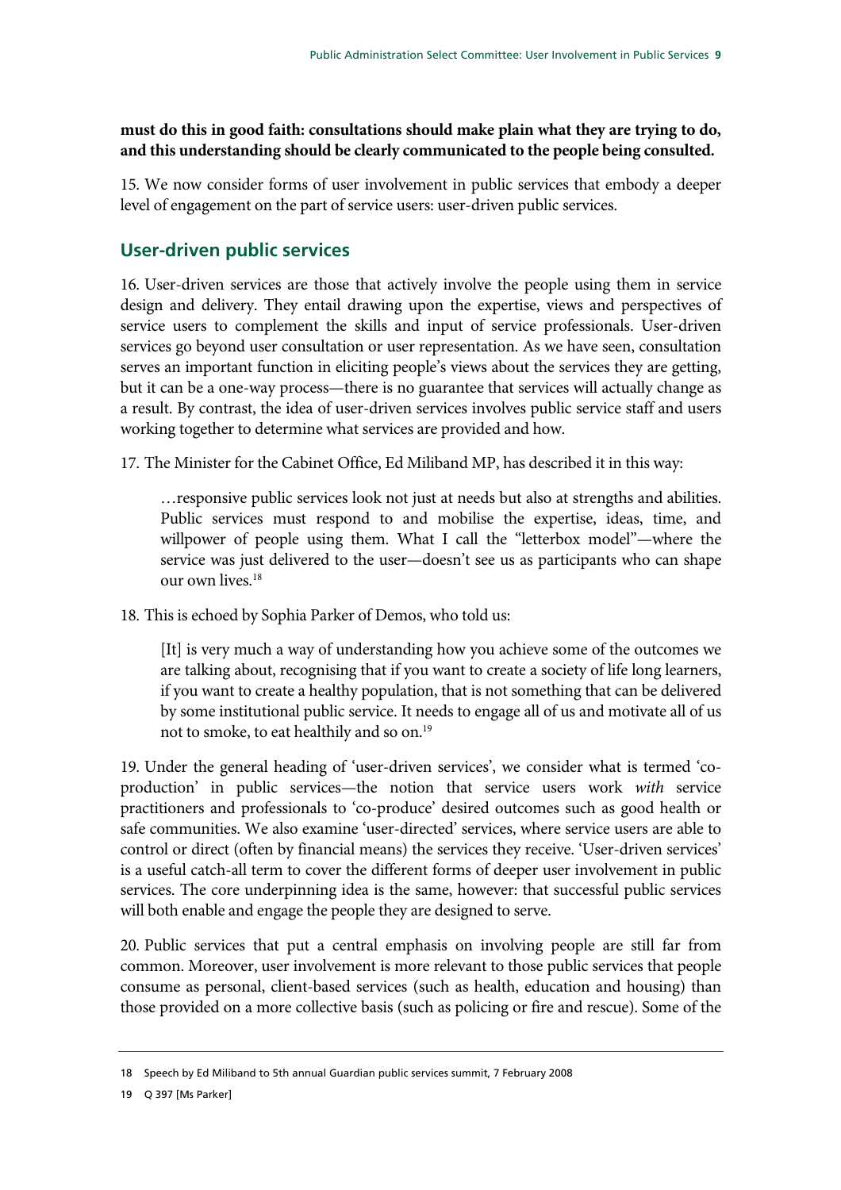**must do this in good faith: consultations should make plain what they are trying to do, and this understanding should be clearly communicated to the people being consulted.**

15. We now consider forms of user involvement in public services that embody a deeper level of engagement on the part of service users: user-driven public services.

## User-driven public services

16. User-driven services are those that actively involve the people using them in service design and delivery. They entail drawing upon the expertise, views and perspectives of service users to complement the skills and input of service professionals. User-driven services go beyond user consultation or user representation. As we have seen, consultation serves an important function in eliciting people's views about the services they are getting, but it can be a one-way process—there is no guarantee that services will actually change as a result. By contrast, the idea of user-driven services involves public service staff and users working together to determine what services are provided and how.

17. The Minister for the Cabinet Office, Ed Miliband MP, has described it in this way:

> …responsive public services look not just at needs but also at strengths and abilities. Public services must respond to and mobilise the expertise, ideas, time, and willpower of people using them. What I call the "letterbox model"—where the service was just delivered to the user—doesn't see us as participants who can shape our own lives.[18]

18. This is echoed by Sophia Parker of Demos, who told us:

> [It] is very much a way of understanding how you achieve some of the outcomes we are talking about, recognising that if you want to create a society of life long learners, if you want to create a healthy population, that is not something that can be delivered by some institutional public service. It needs to engage all of us and motivate all of us not to smoke, to eat healthily and so on.[19]

19. Under the general heading of 'user-driven services', we consider what is termed 'co-production' in public services—the notion that service users work *with* service practitioners and professionals to 'co-produce' desired outcomes such as good health or safe communities. We also examine 'user-directed' services, where service users are able to control or direct (often by financial means) the services they receive. 'User-driven services' is a useful catch-all term to cover the different forms of deeper user involvement in public services. The core underpinning idea is the same, however: that successful public services will both enable and engage the people they are designed to serve.

20. Public services that put a central emphasis on involving people are still far from common. Moreover, user involvement is more relevant to those public services that people consume as personal, client-based services (such as health, education and housing) than those provided on a more collective basis (such as policing or fire and rescue). Some of the

18 Speech by Ed Miliband to 5th annual Guardian public services summit, 7 February 2008

19 Q 397 [Ms Parker]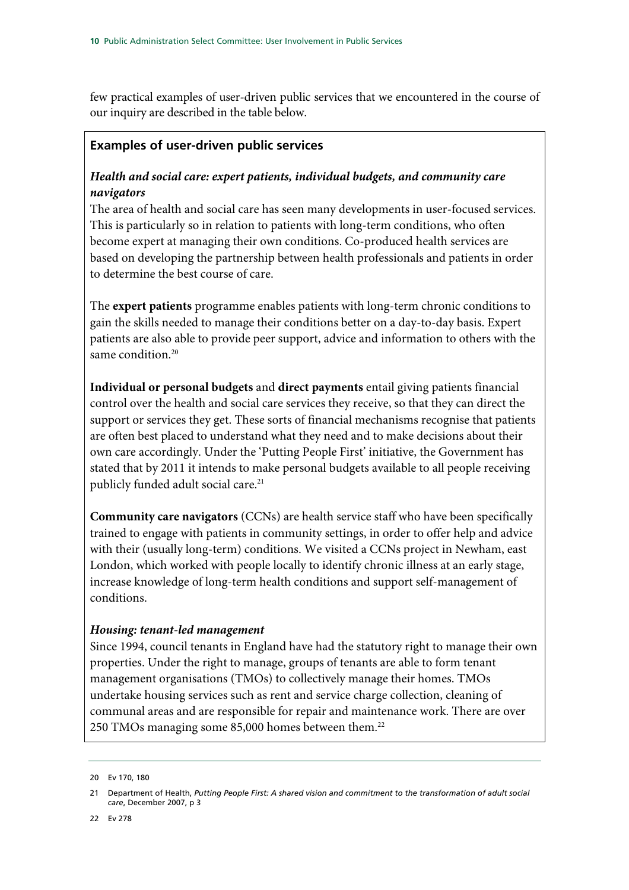few practical examples of user-driven public services that we encountered in the course of our inquiry are described in the table below.

### Examples of user-driven public services

***Health and social care: expert patients, individual budgets, and community care navigators***

The area of health and social care has seen many developments in user-focused services. This is particularly so in relation to patients with long-term conditions, who often become expert at managing their own conditions. Co-produced health services are based on developing the partnership between health professionals and patients in order to determine the best course of care.

The **expert patients** programme enables patients with long-term chronic conditions to gain the skills needed to manage their conditions better on a day-to-day basis. Expert patients are also able to provide peer support, advice and information to others with the same condition.[20]

**Individual or personal budgets** and **direct payments** entail giving patients financial control over the health and social care services they receive, so that they can direct the support or services they get. These sorts of financial mechanisms recognise that patients are often best placed to understand what they need and to make decisions about their own care accordingly. Under the 'Putting People First' initiative, the Government has stated that by 2011 it intends to make personal budgets available to all people receiving publicly funded adult social care.[21]

**Community care navigators** (CCNs) are health service staff who have been specifically trained to engage with patients in community settings, in order to offer help and advice with their (usually long-term) conditions. We visited a CCNs project in Newham, east London, which worked with people locally to identify chronic illness at an early stage, increase knowledge of long-term health conditions and support self-management of conditions.

***Housing: tenant-led management***

Since 1994, council tenants in England have had the statutory right to manage their own properties. Under the right to manage, groups of tenants are able to form tenant management organisations (TMOs) to collectively manage their homes. TMOs undertake housing services such as rent and service charge collection, cleaning of communal areas and are responsible for repair and maintenance work. There are over 250 TMOs managing some 85,000 homes between them.[22]

---

20 Ev 170, 180

21 Department of Health, *Putting People First: A shared vision and commitment to the transformation of adult social care*, December 2007, p 3

22 Ev 278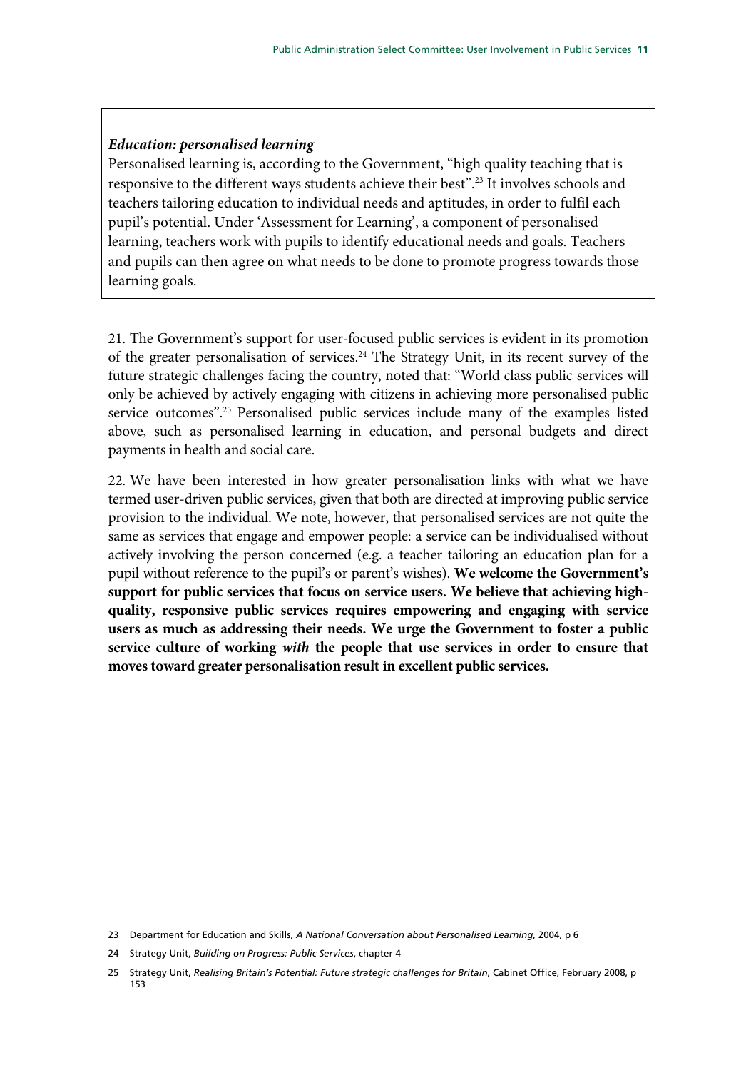***Education: personalised learning***

Personalised learning is, according to the Government, "high quality teaching that is responsive to the different ways students achieve their best".[23] It involves schools and teachers tailoring education to individual needs and aptitudes, in order to fulfil each pupil's potential. Under 'Assessment for Learning', a component of personalised learning, teachers work with pupils to identify educational needs and goals. Teachers and pupils can then agree on what needs to be done to promote progress towards those learning goals.

21. The Government's support for user-focused public services is evident in its promotion of the greater personalisation of services.[24] The Strategy Unit, in its recent survey of the future strategic challenges facing the country, noted that: "World class public services will only be achieved by actively engaging with citizens in achieving more personalised public service outcomes".[25] Personalised public services include many of the examples listed above, such as personalised learning in education, and personal budgets and direct payments in health and social care.

22. We have been interested in how greater personalisation links with what we have termed user-driven public services, given that both are directed at improving public service provision to the individual. We note, however, that personalised services are not quite the same as services that engage and empower people: a service can be individualised without actively involving the person concerned (e.g. a teacher tailoring an education plan for a pupil without reference to the pupil's or parent's wishes). **We welcome the Government's support for public services that focus on service users. We believe that achieving high-quality, responsive public services requires empowering and engaging with service users as much as addressing their needs. We urge the Government to foster a public service culture of working *with* the people that use services in order to ensure that moves toward greater personalisation result in excellent public services.**

23 Department for Education and Skills, *A National Conversation about Personalised Learning*, 2004, p 6

24 Strategy Unit, *Building on Progress: Public Services*, chapter 4

25 Strategy Unit, *Realising Britain's Potential: Future strategic challenges for Britain*, Cabinet Office, February 2008, p 153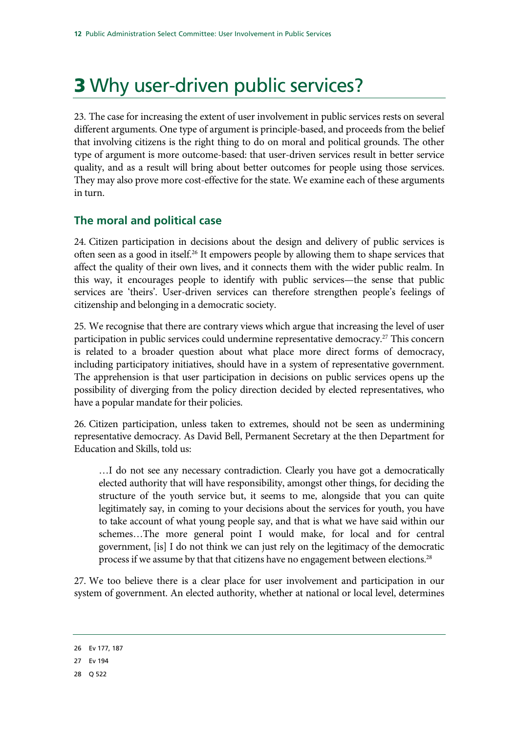# 3 Why user-driven public services?

23. The case for increasing the extent of user involvement in public services rests on several different arguments. One type of argument is principle-based, and proceeds from the belief that involving citizens is the right thing to do on moral and political grounds. The other type of argument is more outcome-based: that user-driven services result in better service quality, and as a result will bring about better outcomes for people using those services. They may also prove more cost-effective for the state. We examine each of these arguments in turn.

## The moral and political case

24. Citizen participation in decisions about the design and delivery of public services is often seen as a good in itself.[26] It empowers people by allowing them to shape services that affect the quality of their own lives, and it connects them with the wider public realm. In this way, it encourages people to identify with public services—the sense that public services are 'theirs'. User-driven services can therefore strengthen people's feelings of citizenship and belonging in a democratic society.

25. We recognise that there are contrary views which argue that increasing the level of user participation in public services could undermine representative democracy.[27] This concern is related to a broader question about what place more direct forms of democracy, including participatory initiatives, should have in a system of representative government. The apprehension is that user participation in decisions on public services opens up the possibility of diverging from the policy direction decided by elected representatives, who have a popular mandate for their policies.

26. Citizen participation, unless taken to extremes, should not be seen as undermining representative democracy. As David Bell, Permanent Secretary at the then Department for Education and Skills, told us:

> …I do not see any necessary contradiction. Clearly you have got a democratically elected authority that will have responsibility, amongst other things, for deciding the structure of the youth service but, it seems to me, alongside that you can quite legitimately say, in coming to your decisions about the services for youth, you have to take account of what young people say, and that is what we have said within our schemes…The more general point I would make, for local and for central government, [is] I do not think we can just rely on the legitimacy of the democratic process if we assume by that that citizens have no engagement between elections.[28]

27. We too believe there is a clear place for user involvement and participation in our system of government. An elected authority, whether at national or local level, determines

---

26 Ev 177, 187

27 Ev 194

28 Q 522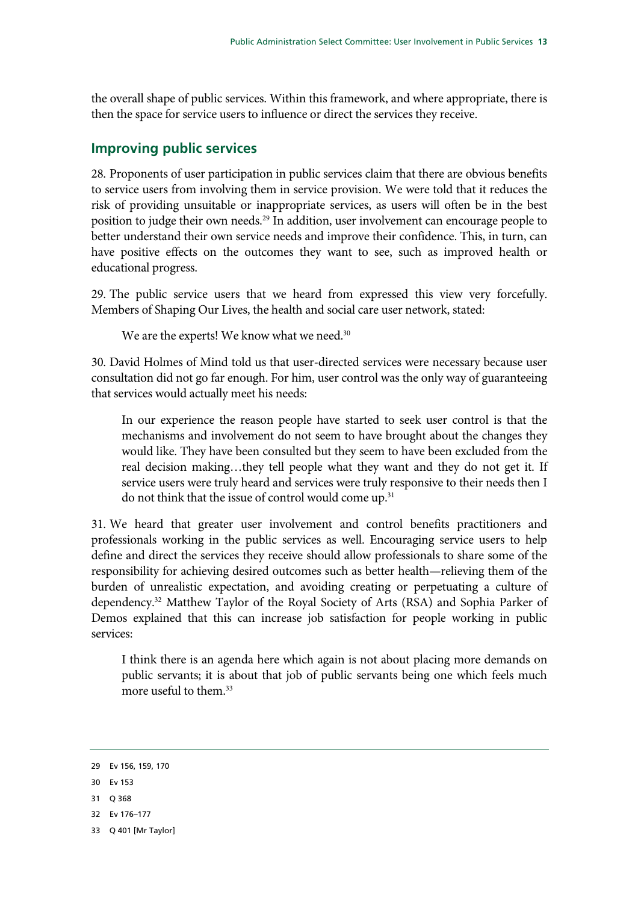the overall shape of public services. Within this framework, and where appropriate, there is then the space for service users to influence or direct the services they receive.

## Improving public services

28. Proponents of user participation in public services claim that there are obvious benefits to service users from involving them in service provision. We were told that it reduces the risk of providing unsuitable or inappropriate services, as users will often be in the best position to judge their own needs.[29] In addition, user involvement can encourage people to better understand their own service needs and improve their confidence. This, in turn, can have positive effects on the outcomes they want to see, such as improved health or educational progress.

29. The public service users that we heard from expressed this view very forcefully. Members of Shaping Our Lives, the health and social care user network, stated:

> We are the experts! We know what we need.[30]

30. David Holmes of Mind told us that user-directed services were necessary because user consultation did not go far enough. For him, user control was the only way of guaranteeing that services would actually meet his needs:

> In our experience the reason people have started to seek user control is that the mechanisms and involvement do not seem to have brought about the changes they would like. They have been consulted but they seem to have been excluded from the real decision making…they tell people what they want and they do not get it. If service users were truly heard and services were truly responsive to their needs then I do not think that the issue of control would come up.[31]

31. We heard that greater user involvement and control benefits practitioners and professionals working in the public services as well. Encouraging service users to help define and direct the services they receive should allow professionals to share some of the responsibility for achieving desired outcomes such as better health—relieving them of the burden of unrealistic expectation, and avoiding creating or perpetuating a culture of dependency.[32] Matthew Taylor of the Royal Society of Arts (RSA) and Sophia Parker of Demos explained that this can increase job satisfaction for people working in public services:

> I think there is an agenda here which again is not about placing more demands on public servants; it is about that job of public servants being one which feels much more useful to them.[33]

---

29 Ev 156, 159, 170

30 Ev 153

31 Q 368

32 Ev 176–177

33 Q 401 [Mr Taylor]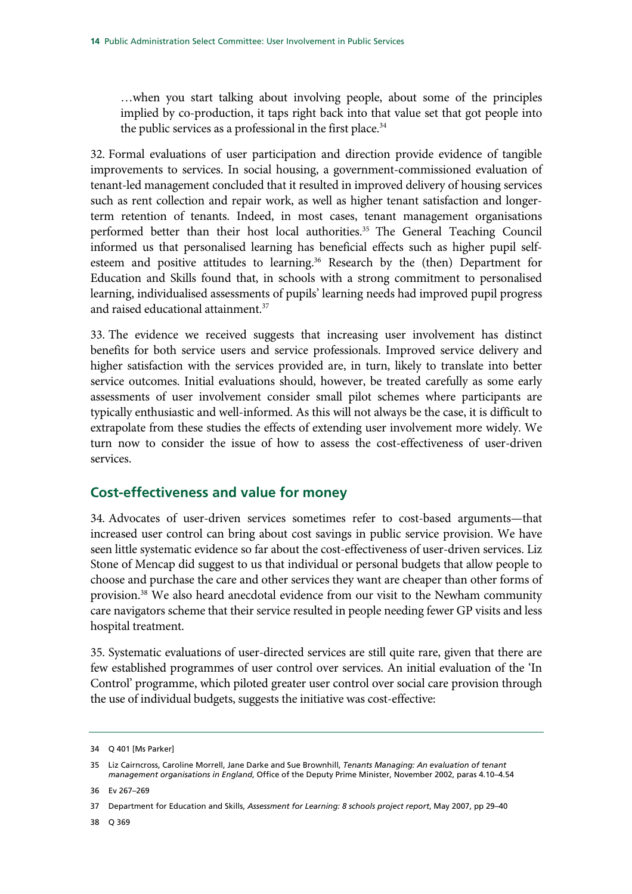> …when you start talking about involving people, about some of the principles implied by co-production, it taps right back into that value set that got people into the public services as a professional in the first place.[34]

32. Formal evaluations of user participation and direction provide evidence of tangible improvements to services. In social housing, a government-commissioned evaluation of tenant-led management concluded that it resulted in improved delivery of housing services such as rent collection and repair work, as well as higher tenant satisfaction and longer-term retention of tenants. Indeed, in most cases, tenant management organisations performed better than their host local authorities.[35] The General Teaching Council informed us that personalised learning has beneficial effects such as higher pupil self-esteem and positive attitudes to learning.[36] Research by the (then) Department for Education and Skills found that, in schools with a strong commitment to personalised learning, individualised assessments of pupils' learning needs had improved pupil progress and raised educational attainment.[37]

33. The evidence we received suggests that increasing user involvement has distinct benefits for both service users and service professionals. Improved service delivery and higher satisfaction with the services provided are, in turn, likely to translate into better service outcomes. Initial evaluations should, however, be treated carefully as some early assessments of user involvement consider small pilot schemes where participants are typically enthusiastic and well-informed. As this will not always be the case, it is difficult to extrapolate from these studies the effects of extending user involvement more widely. We turn now to consider the issue of how to assess the cost-effectiveness of user-driven services.

## Cost-effectiveness and value for money

34. Advocates of user-driven services sometimes refer to cost-based arguments—that increased user control can bring about cost savings in public service provision. We have seen little systematic evidence so far about the cost-effectiveness of user-driven services. Liz Stone of Mencap did suggest to us that individual or personal budgets that allow people to choose and purchase the care and other services they want are cheaper than other forms of provision.[38] We also heard anecdotal evidence from our visit to the Newham community care navigators scheme that their service resulted in people needing fewer GP visits and less hospital treatment.

35. Systematic evaluations of user-directed services are still quite rare, given that there are few established programmes of user control over services. An initial evaluation of the 'In Control' programme, which piloted greater user control over social care provision through the use of individual budgets, suggests the initiative was cost-effective:

---

34 Q 401 [Ms Parker]

35 Liz Cairncross, Caroline Morrell, Jane Darke and Sue Brownhill, *Tenants Managing: An evaluation of tenant management organisations in England*, Office of the Deputy Prime Minister, November 2002, paras 4.10–4.54

36 Ev 267–269

37 Department for Education and Skills, *Assessment for Learning: 8 schools project report*, May 2007, pp 29–40

38 Q 369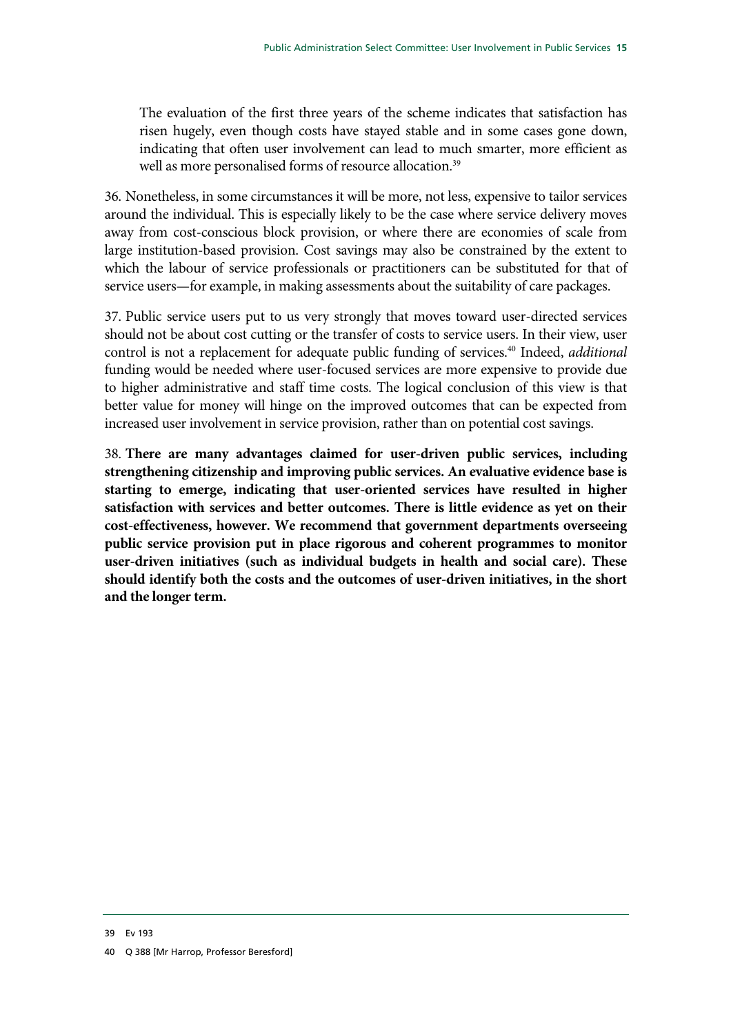The evaluation of the first three years of the scheme indicates that satisfaction has risen hugely, even though costs have stayed stable and in some cases gone down, indicating that often user involvement can lead to much smarter, more efficient as well as more personalised forms of resource allocation.[39]

36. Nonetheless, in some circumstances it will be more, not less, expensive to tailor services around the individual. This is especially likely to be the case where service delivery moves away from cost-conscious block provision, or where there are economies of scale from large institution-based provision. Cost savings may also be constrained by the extent to which the labour of service professionals or practitioners can be substituted for that of service users—for example, in making assessments about the suitability of care packages.

37. Public service users put to us very strongly that moves toward user-directed services should not be about cost cutting or the transfer of costs to service users. In their view, user control is not a replacement for adequate public funding of services.[40] Indeed, *additional* funding would be needed where user-focused services are more expensive to provide due to higher administrative and staff time costs. The logical conclusion of this view is that better value for money will hinge on the improved outcomes that can be expected from increased user involvement in service provision, rather than on potential cost savings.

38. **There are many advantages claimed for user-driven public services, including strengthening citizenship and improving public services. An evaluative evidence base is starting to emerge, indicating that user-oriented services have resulted in higher satisfaction with services and better outcomes. There is little evidence as yet on their cost-effectiveness, however. We recommend that government departments overseeing public service provision put in place rigorous and coherent programmes to monitor user-driven initiatives (such as individual budgets in health and social care). These should identify both the costs and the outcomes of user-driven initiatives, in the short and the longer term.**

---

39 Ev 193

40 Q 388 [Mr Harrop, Professor Beresford]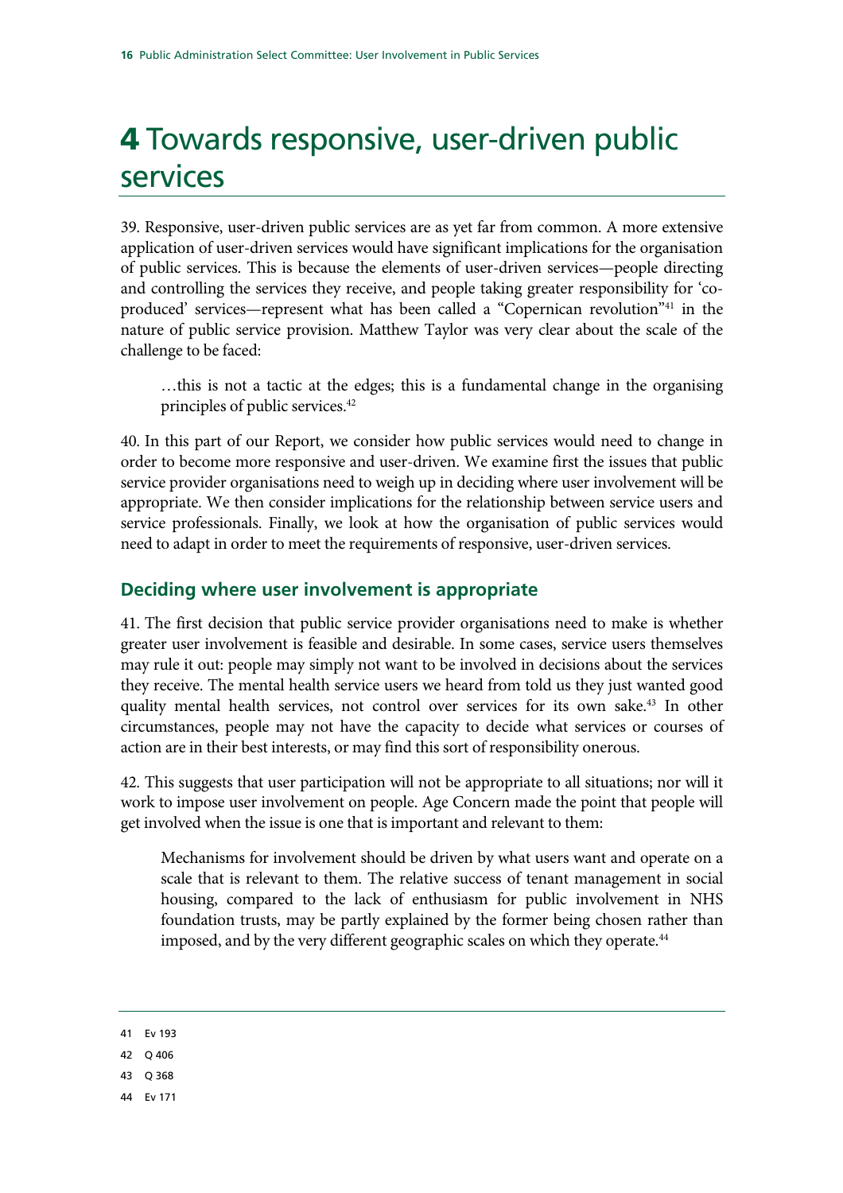# 4 Towards responsive, user-driven public services

39. Responsive, user-driven public services are as yet far from common. A more extensive application of user-driven services would have significant implications for the organisation of public services. This is because the elements of user-driven services—people directing and controlling the services they receive, and people taking greater responsibility for 'co-produced' services—represent what has been called a "Copernican revolution"[41] in the nature of public service provision. Matthew Taylor was very clear about the scale of the challenge to be faced:

> …this is not a tactic at the edges; this is a fundamental change in the organising principles of public services.[42]

40. In this part of our Report, we consider how public services would need to change in order to become more responsive and user-driven. We examine first the issues that public service provider organisations need to weigh up in deciding where user involvement will be appropriate. We then consider implications for the relationship between service users and service professionals. Finally, we look at how the organisation of public services would need to adapt in order to meet the requirements of responsive, user-driven services.

## Deciding where user involvement is appropriate

41. The first decision that public service provider organisations need to make is whether greater user involvement is feasible and desirable. In some cases, service users themselves may rule it out: people may simply not want to be involved in decisions about the services they receive. The mental health service users we heard from told us they just wanted good quality mental health services, not control over services for its own sake.[43] In other circumstances, people may not have the capacity to decide what services or courses of action are in their best interests, or may find this sort of responsibility onerous.

42. This suggests that user participation will not be appropriate to all situations; nor will it work to impose user involvement on people. Age Concern made the point that people will get involved when the issue is one that is important and relevant to them:

> Mechanisms for involvement should be driven by what users want and operate on a scale that is relevant to them. The relative success of tenant management in social housing, compared to the lack of enthusiasm for public involvement in NHS foundation trusts, may be partly explained by the former being chosen rather than imposed, and by the very different geographic scales on which they operate.[44]

---

41 Ev 193

42 Q 406

43 Q 368

44 Ev 171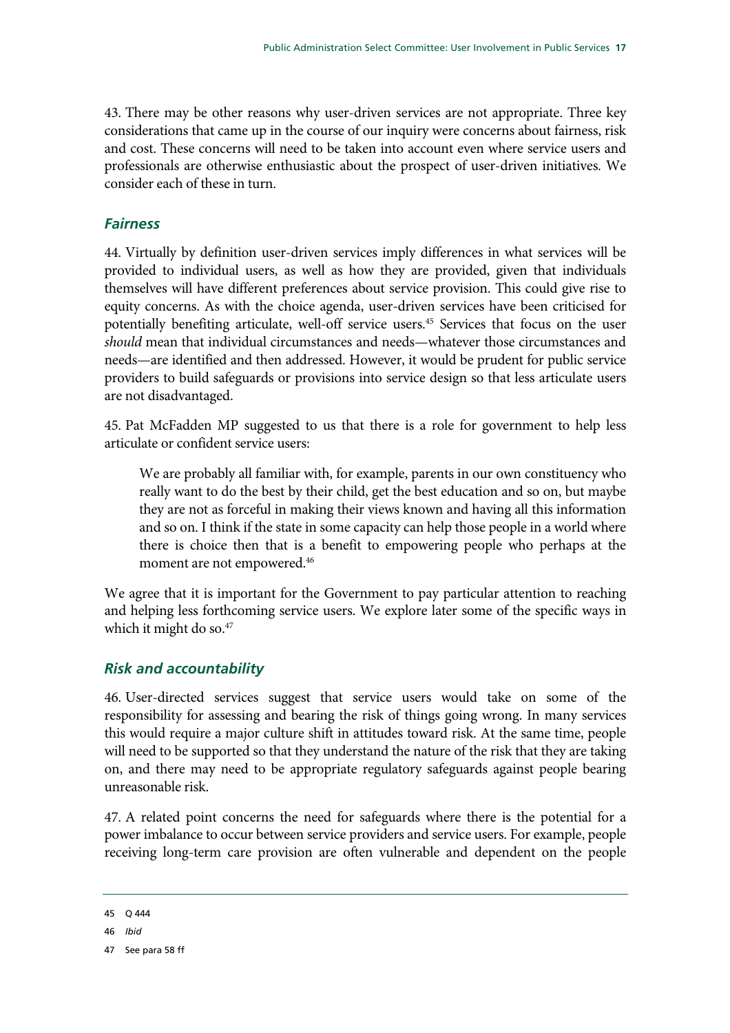43. There may be other reasons why user-driven services are not appropriate. Three key considerations that came up in the course of our inquiry were concerns about fairness, risk and cost. These concerns will need to be taken into account even where service users and professionals are otherwise enthusiastic about the prospect of user-driven initiatives. We consider each of these in turn.

### *Fairness*

44. Virtually by definition user-driven services imply differences in what services will be provided to individual users, as well as how they are provided, given that individuals themselves will have different preferences about service provision. This could give rise to equity concerns. As with the choice agenda, user-driven services have been criticised for potentially benefiting articulate, well-off service users.[45] Services that focus on the user *should* mean that individual circumstances and needs—whatever those circumstances and needs—are identified and then addressed. However, it would be prudent for public service providers to build safeguards or provisions into service design so that less articulate users are not disadvantaged.

45. Pat McFadden MP suggested to us that there is a role for government to help less articulate or confident service users:

> We are probably all familiar with, for example, parents in our own constituency who really want to do the best by their child, get the best education and so on, but maybe they are not as forceful in making their views known and having all this information and so on. I think if the state in some capacity can help those people in a world where there is choice then that is a benefit to empowering people who perhaps at the moment are not empowered.[46]

We agree that it is important for the Government to pay particular attention to reaching and helping less forthcoming service users. We explore later some of the specific ways in which it might do so.[47]

### *Risk and accountability*

46. User-directed services suggest that service users would take on some of the responsibility for assessing and bearing the risk of things going wrong. In many services this would require a major culture shift in attitudes toward risk. At the same time, people will need to be supported so that they understand the nature of the risk that they are taking on, and there may need to be appropriate regulatory safeguards against people bearing unreasonable risk.

47. A related point concerns the need for safeguards where there is the potential for a power imbalance to occur between service providers and service users. For example, people receiving long-term care provision are often vulnerable and dependent on the people

---

45 Q 444

46 *Ibid*

47 See para 58 ff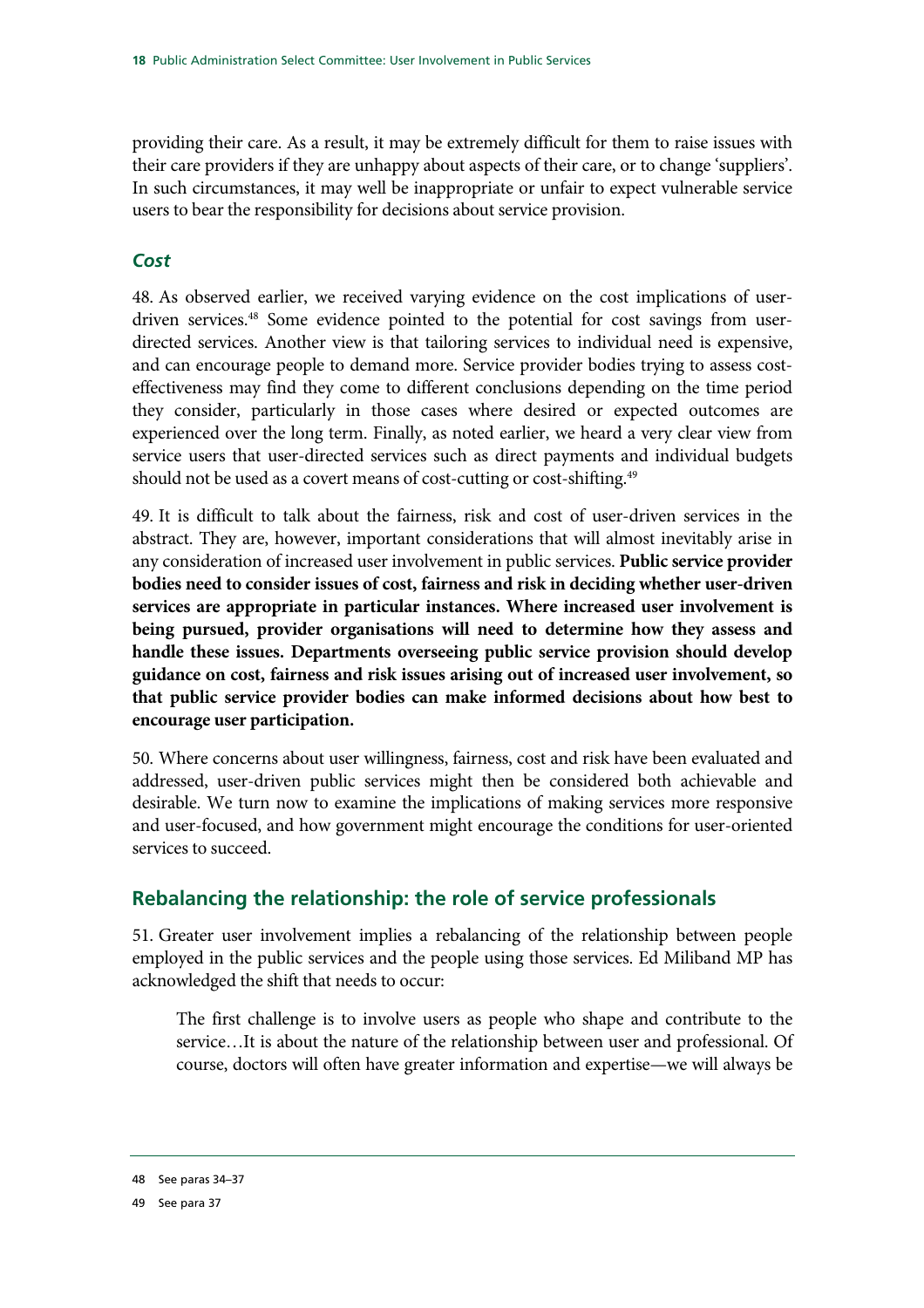providing their care. As a result, it may be extremely difficult for them to raise issues with their care providers if they are unhappy about aspects of their care, or to change 'suppliers'. In such circumstances, it may well be inappropriate or unfair to expect vulnerable service users to bear the responsibility for decisions about service provision.

### *Cost*

48. As observed earlier, we received varying evidence on the cost implications of user-driven services.[48] Some evidence pointed to the potential for cost savings from user-directed services. Another view is that tailoring services to individual need is expensive, and can encourage people to demand more. Service provider bodies trying to assess cost-effectiveness may find they come to different conclusions depending on the time period they consider, particularly in those cases where desired or expected outcomes are experienced over the long term. Finally, as noted earlier, we heard a very clear view from service users that user-directed services such as direct payments and individual budgets should not be used as a covert means of cost-cutting or cost-shifting.[49]

49. It is difficult to talk about the fairness, risk and cost of user-driven services in the abstract. They are, however, important considerations that will almost inevitably arise in any consideration of increased user involvement in public services. **Public service provider bodies need to consider issues of cost, fairness and risk in deciding whether user-driven services are appropriate in particular instances. Where increased user involvement is being pursued, provider organisations will need to determine how they assess and handle these issues. Departments overseeing public service provision should develop guidance on cost, fairness and risk issues arising out of increased user involvement, so that public service provider bodies can make informed decisions about how best to encourage user participation.**

50. Where concerns about user willingness, fairness, cost and risk have been evaluated and addressed, user-driven public services might then be considered both achievable and desirable. We turn now to examine the implications of making services more responsive and user-focused, and how government might encourage the conditions for user-oriented services to succeed.

## Rebalancing the relationship: the role of service professionals

51. Greater user involvement implies a rebalancing of the relationship between people employed in the public services and the people using those services. Ed Miliband MP has acknowledged the shift that needs to occur:

> The first challenge is to involve users as people who shape and contribute to the service…It is about the nature of the relationship between user and professional. Of course, doctors will often have greater information and expertise—we will always be

---

48 See paras 34–37

49 See para 37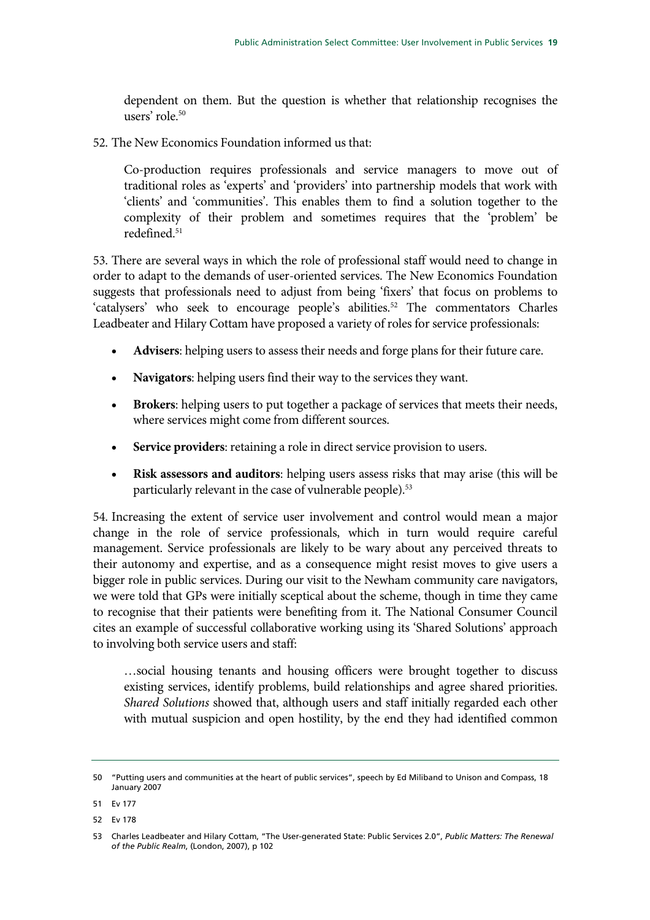dependent on them. But the question is whether that relationship recognises the users' role.[50]

52. The New Economics Foundation informed us that:

> Co-production requires professionals and service managers to move out of traditional roles as 'experts' and 'providers' into partnership models that work with 'clients' and 'communities'. This enables them to find a solution together to the complexity of their problem and sometimes requires that the 'problem' be redefined.[51]

53. There are several ways in which the role of professional staff would need to change in order to adapt to the demands of user-oriented services. The New Economics Foundation suggests that professionals need to adjust from being 'fixers' that focus on problems to 'catalysers' who seek to encourage people's abilities.[52] The commentators Charles Leadbeater and Hilary Cottam have proposed a variety of roles for service professionals:

- **Advisers**: helping users to assess their needs and forge plans for their future care.
- **Navigators**: helping users find their way to the services they want.
- **Brokers**: helping users to put together a package of services that meets their needs, where services might come from different sources.
- **Service providers**: retaining a role in direct service provision to users.
- **Risk assessors and auditors**: helping users assess risks that may arise (this will be particularly relevant in the case of vulnerable people).[53]

54. Increasing the extent of service user involvement and control would mean a major change in the role of service professionals, which in turn would require careful management. Service professionals are likely to be wary about any perceived threats to their autonomy and expertise, and as a consequence might resist moves to give users a bigger role in public services. During our visit to the Newham community care navigators, we were told that GPs were initially sceptical about the scheme, though in time they came to recognise that their patients were benefiting from it. The National Consumer Council cites an example of successful collaborative working using its 'Shared Solutions' approach to involving both service users and staff:

> …social housing tenants and housing officers were brought together to discuss existing services, identify problems, build relationships and agree shared priorities. *Shared Solutions* showed that, although users and staff initially regarded each other with mutual suspicion and open hostility, by the end they had identified common

---

50 "Putting users and communities at the heart of public services", speech by Ed Miliband to Unison and Compass, 18 January 2007

51 Ev 177

52 Ev 178

53 Charles Leadbeater and Hilary Cottam, "The User-generated State: Public Services 2.0", *Public Matters: The Renewal of the Public Realm*, (London, 2007), p 102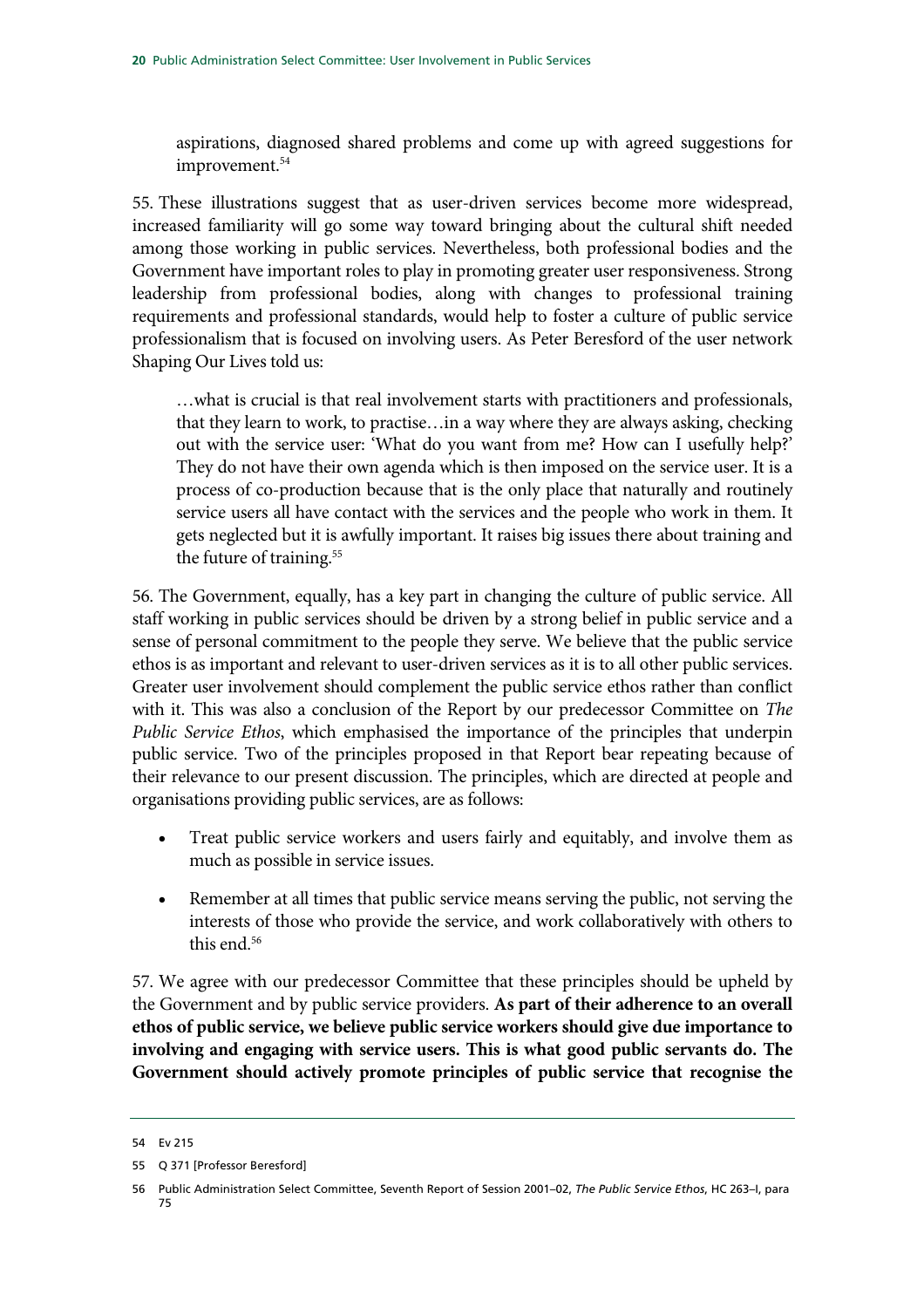aspirations, diagnosed shared problems and come up with agreed suggestions for improvement.[54]

55. These illustrations suggest that as user-driven services become more widespread, increased familiarity will go some way toward bringing about the cultural shift needed among those working in public services. Nevertheless, both professional bodies and the Government have important roles to play in promoting greater user responsiveness. Strong leadership from professional bodies, along with changes to professional training requirements and professional standards, would help to foster a culture of public service professionalism that is focused on involving users. As Peter Beresford of the user network Shaping Our Lives told us:

> …what is crucial is that real involvement starts with practitioners and professionals, that they learn to work, to practise…in a way where they are always asking, checking out with the service user: 'What do you want from me? How can I usefully help?' They do not have their own agenda which is then imposed on the service user. It is a process of co-production because that is the only place that naturally and routinely service users all have contact with the services and the people who work in them. It gets neglected but it is awfully important. It raises big issues there about training and the future of training.[55]

56. The Government, equally, has a key part in changing the culture of public service. All staff working in public services should be driven by a strong belief in public service and a sense of personal commitment to the people they serve. We believe that the public service ethos is as important and relevant to user-driven services as it is to all other public services. Greater user involvement should complement the public service ethos rather than conflict with it. This was also a conclusion of the Report by our predecessor Committee on *The Public Service Ethos*, which emphasised the importance of the principles that underpin public service. Two of the principles proposed in that Report bear repeating because of their relevance to our present discussion. The principles, which are directed at people and organisations providing public services, are as follows:

- Treat public service workers and users fairly and equitably, and involve them as much as possible in service issues.
- Remember at all times that public service means serving the public, not serving the interests of those who provide the service, and work collaboratively with others to this end.[56]

57. We agree with our predecessor Committee that these principles should be upheld by the Government and by public service providers. **As part of their adherence to an overall ethos of public service, we believe public service workers should give due importance to involving and engaging with service users. This is what good public servants do. The Government should actively promote principles of public service that recognise the**

54 Ev 215

55 Q 371 [Professor Beresford]

56 Public Administration Select Committee, Seventh Report of Session 2001–02, *The Public Service Ethos*, HC 263–I, para 75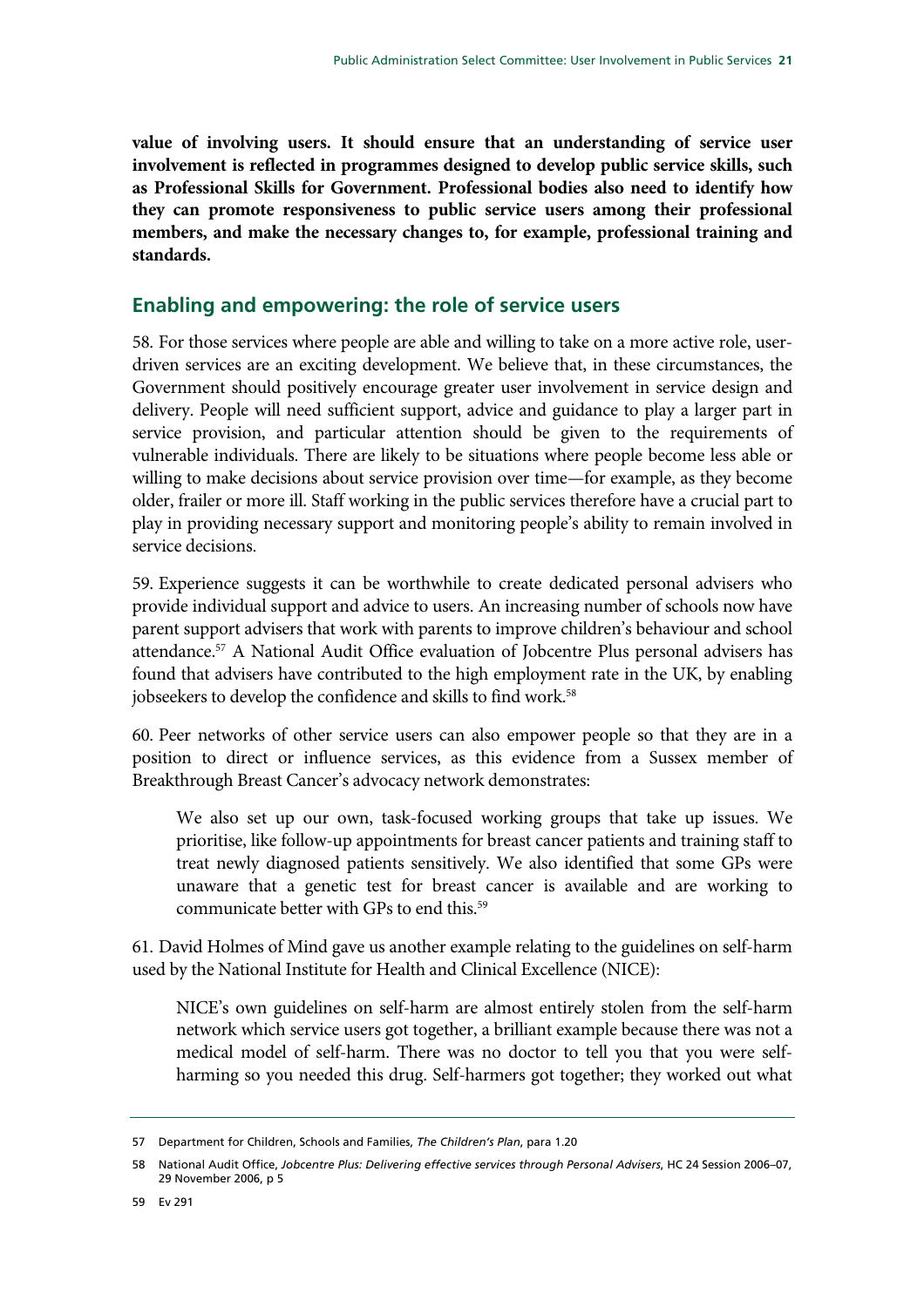**value of involving users. It should ensure that an understanding of service user involvement is reflected in programmes designed to develop public service skills, such as Professional Skills for Government. Professional bodies also need to identify how they can promote responsiveness to public service users among their professional members, and make the necessary changes to, for example, professional training and standards.**

## Enabling and empowering: the role of service users

58. For those services where people are able and willing to take on a more active role, user-driven services are an exciting development. We believe that, in these circumstances, the Government should positively encourage greater user involvement in service design and delivery. People will need sufficient support, advice and guidance to play a larger part in service provision, and particular attention should be given to the requirements of vulnerable individuals. There are likely to be situations where people become less able or willing to make decisions about service provision over time—for example, as they become older, frailer or more ill. Staff working in the public services therefore have a crucial part to play in providing necessary support and monitoring people's ability to remain involved in service decisions.

59. Experience suggests it can be worthwhile to create dedicated personal advisers who provide individual support and advice to users. An increasing number of schools now have parent support advisers that work with parents to improve children's behaviour and school attendance.[57] A National Audit Office evaluation of Jobcentre Plus personal advisers has found that advisers have contributed to the high employment rate in the UK, by enabling jobseekers to develop the confidence and skills to find work.[58]

60. Peer networks of other service users can also empower people so that they are in a position to direct or influence services, as this evidence from a Sussex member of Breakthrough Breast Cancer's advocacy network demonstrates:

> We also set up our own, task-focused working groups that take up issues. We prioritise, like follow-up appointments for breast cancer patients and training staff to treat newly diagnosed patients sensitively. We also identified that some GPs were unaware that a genetic test for breast cancer is available and are working to communicate better with GPs to end this.[59]

61. David Holmes of Mind gave us another example relating to the guidelines on self-harm used by the National Institute for Health and Clinical Excellence (NICE):

> NICE's own guidelines on self-harm are almost entirely stolen from the self-harm network which service users got together, a brilliant example because there was not a medical model of self-harm. There was no doctor to tell you that you were self-harming so you needed this drug. Self-harmers got together; they worked out what

---

57 Department for Children, Schools and Families, *The Children's Plan*, para 1.20

58 National Audit Office, *Jobcentre Plus: Delivering effective services through Personal Advisers*, HC 24 Session 2006–07, 29 November 2006, p 5

59 Ev 291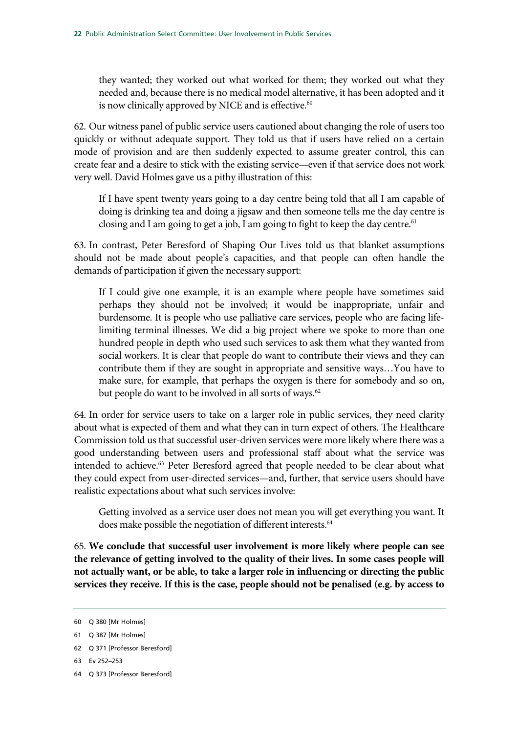they wanted; they worked out what worked for them; they worked out what they needed and, because there is no medical model alternative, it has been adopted and it is now clinically approved by NICE and is effective.[60]

62. Our witness panel of public service users cautioned about changing the role of users too quickly or without adequate support. They told us that if users have relied on a certain mode of provision and are then suddenly expected to assume greater control, this can create fear and a desire to stick with the existing service—even if that service does not work very well. David Holmes gave us a pithy illustration of this:

> If I have spent twenty years going to a day centre being told that all I am capable of doing is drinking tea and doing a jigsaw and then someone tells me the day centre is closing and I am going to get a job, I am going to fight to keep the day centre.[61]

63. In contrast, Peter Beresford of Shaping Our Lives told us that blanket assumptions should not be made about people's capacities, and that people can often handle the demands of participation if given the necessary support:

> If I could give one example, it is an example where people have sometimes said perhaps they should not be involved; it would be inappropriate, unfair and burdensome. It is people who use palliative care services, people who are facing life-limiting terminal illnesses. We did a big project where we spoke to more than one hundred people in depth who used such services to ask them what they wanted from social workers. It is clear that people do want to contribute their views and they can contribute them if they are sought in appropriate and sensitive ways…You have to make sure, for example, that perhaps the oxygen is there for somebody and so on, but people do want to be involved in all sorts of ways.[62]

64. In order for service users to take on a larger role in public services, they need clarity about what is expected of them and what they can in turn expect of others. The Healthcare Commission told us that successful user-driven services were more likely where there was a good understanding between users and professional staff about what the service was intended to achieve.[63] Peter Beresford agreed that people needed to be clear about what they could expect from user-directed services—and, further, that service users should have realistic expectations about what such services involve:

> Getting involved as a service user does not mean you will get everything you want. It does make possible the negotiation of different interests.[64]

65. **We conclude that successful user involvement is more likely where people can see the relevance of getting involved to the quality of their lives. In some cases people will not actually want, or be able, to take a larger role in influencing or directing the public services they receive. If this is the case, people should not be penalised (e.g. by access to**

---

60 Q 380 [Mr Holmes]

61 Q 387 [Mr Holmes]

62 Q 371 [Professor Beresford]

63 Ev 252–253

64 Q 373 [Professor Beresford]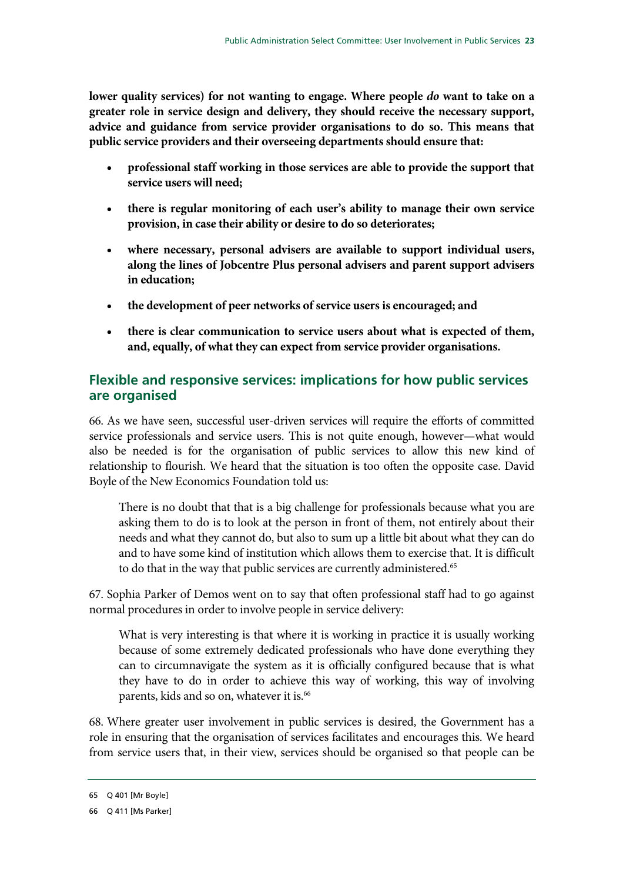**lower quality services) for not wanting to engage. Where people *do* want to take on a greater role in service design and delivery, they should receive the necessary support, advice and guidance from service provider organisations to do so. This means that public service providers and their overseeing departments should ensure that:**

- **professional staff working in those services are able to provide the support that service users will need;**
- **there is regular monitoring of each user's ability to manage their own service provision, in case their ability or desire to do so deteriorates;**
- **where necessary, personal advisers are available to support individual users, along the lines of Jobcentre Plus personal advisers and parent support advisers in education;**
- **the development of peer networks of service users is encouraged; and**
- **there is clear communication to service users about what is expected of them, and, equally, of what they can expect from service provider organisations.**

## Flexible and responsive services: implications for how public services are organised

66. As we have seen, successful user-driven services will require the efforts of committed service professionals and service users. This is not quite enough, however—what would also be needed is for the organisation of public services to allow this new kind of relationship to flourish. We heard that the situation is too often the opposite case. David Boyle of the New Economics Foundation told us:

> There is no doubt that that is a big challenge for professionals because what you are asking them to do is to look at the person in front of them, not entirely about their needs and what they cannot do, but also to sum up a little bit about what they can do and to have some kind of institution which allows them to exercise that. It is difficult to do that in the way that public services are currently administered.[65]

67. Sophia Parker of Demos went on to say that often professional staff had to go against normal procedures in order to involve people in service delivery:

> What is very interesting is that where it is working in practice it is usually working because of some extremely dedicated professionals who have done everything they can to circumnavigate the system as it is officially configured because that is what they have to do in order to achieve this way of working, this way of involving parents, kids and so on, whatever it is.[66]

68. Where greater user involvement in public services is desired, the Government has a role in ensuring that the organisation of services facilitates and encourages this. We heard from service users that, in their view, services should be organised so that people can be

65 Q 401 [Mr Boyle]

66 Q 411 [Ms Parker]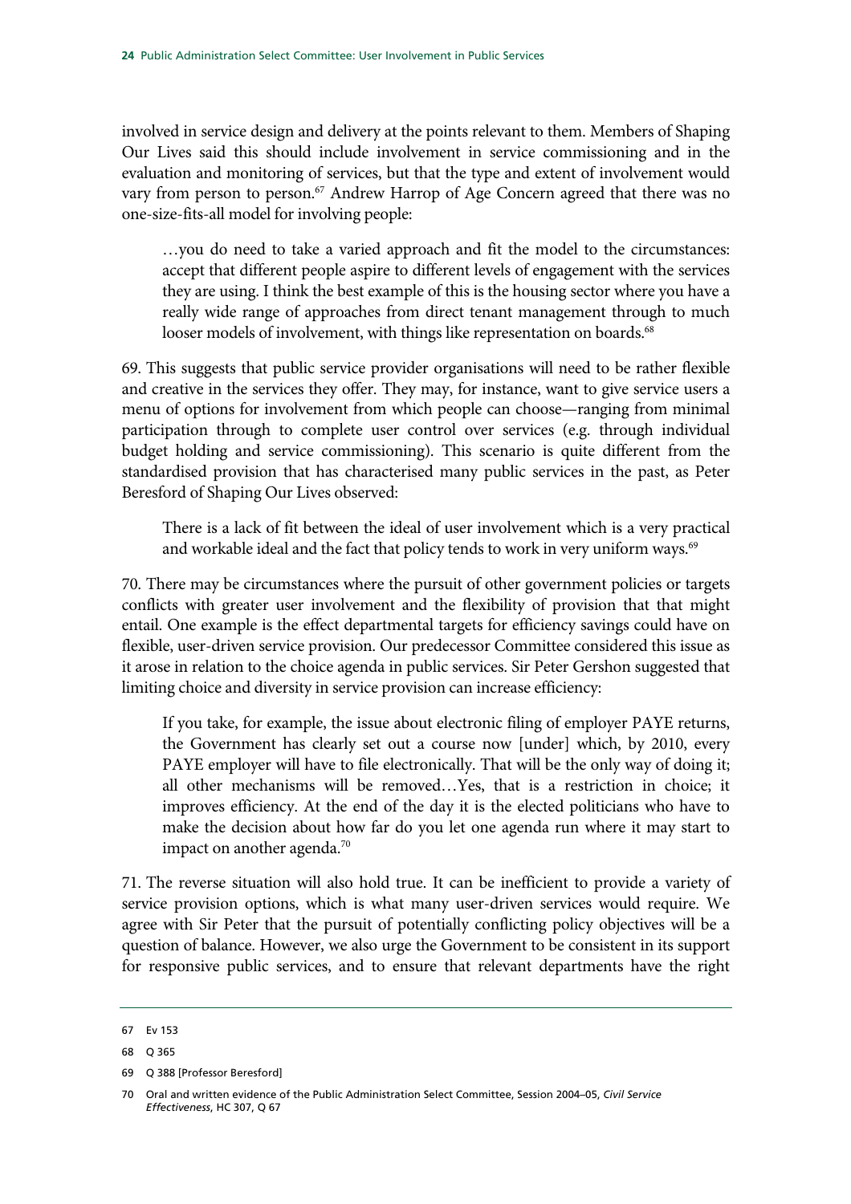involved in service design and delivery at the points relevant to them. Members of Shaping Our Lives said this should include involvement in service commissioning and in the evaluation and monitoring of services, but that the type and extent of involvement would vary from person to person.[67] Andrew Harrop of Age Concern agreed that there was no one-size-fits-all model for involving people:

> …you do need to take a varied approach and fit the model to the circumstances: accept that different people aspire to different levels of engagement with the services they are using. I think the best example of this is the housing sector where you have a really wide range of approaches from direct tenant management through to much looser models of involvement, with things like representation on boards.[68]

69. This suggests that public service provider organisations will need to be rather flexible and creative in the services they offer. They may, for instance, want to give service users a menu of options for involvement from which people can choose—ranging from minimal participation through to complete user control over services (e.g. through individual budget holding and service commissioning). This scenario is quite different from the standardised provision that has characterised many public services in the past, as Peter Beresford of Shaping Our Lives observed:

> There is a lack of fit between the ideal of user involvement which is a very practical and workable ideal and the fact that policy tends to work in very uniform ways.[69]

70. There may be circumstances where the pursuit of other government policies or targets conflicts with greater user involvement and the flexibility of provision that that might entail. One example is the effect departmental targets for efficiency savings could have on flexible, user-driven service provision. Our predecessor Committee considered this issue as it arose in relation to the choice agenda in public services. Sir Peter Gershon suggested that limiting choice and diversity in service provision can increase efficiency:

> If you take, for example, the issue about electronic filing of employer PAYE returns, the Government has clearly set out a course now [under] which, by 2010, every PAYE employer will have to file electronically. That will be the only way of doing it; all other mechanisms will be removed…Yes, that is a restriction in choice; it improves efficiency. At the end of the day it is the elected politicians who have to make the decision about how far do you let one agenda run where it may start to impact on another agenda.[70]

71. The reverse situation will also hold true. It can be inefficient to provide a variety of service provision options, which is what many user-driven services would require. We agree with Sir Peter that the pursuit of potentially conflicting policy objectives will be a question of balance. However, we also urge the Government to be consistent in its support for responsive public services, and to ensure that relevant departments have the right

---

67 Ev 153

68 Q 365

69 Q 388 [Professor Beresford]

70 Oral and written evidence of the Public Administration Select Committee, Session 2004–05, *Civil Service Effectiveness*, HC 307, Q 67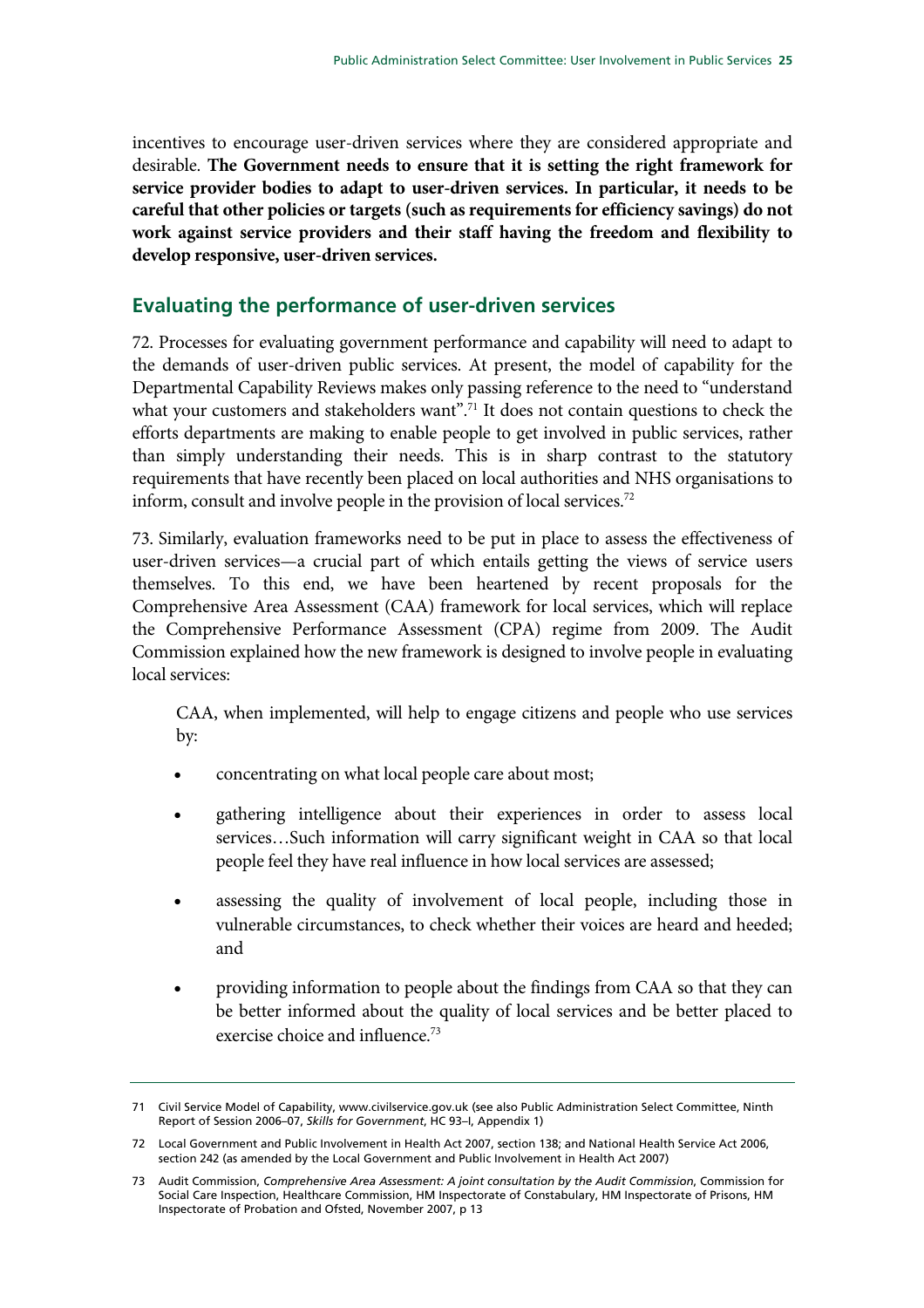incentives to encourage user-driven services where they are considered appropriate and desirable. **The Government needs to ensure that it is setting the right framework for service provider bodies to adapt to user-driven services. In particular, it needs to be careful that other policies or targets (such as requirements for efficiency savings) do not work against service providers and their staff having the freedom and flexibility to develop responsive, user-driven services.**

## Evaluating the performance of user-driven services

72. Processes for evaluating government performance and capability will need to adapt to the demands of user-driven public services. At present, the model of capability for the Departmental Capability Reviews makes only passing reference to the need to "understand what your customers and stakeholders want".[71] It does not contain questions to check the efforts departments are making to enable people to get involved in public services, rather than simply understanding their needs. This is in sharp contrast to the statutory requirements that have recently been placed on local authorities and NHS organisations to inform, consult and involve people in the provision of local services.[72]

73. Similarly, evaluation frameworks need to be put in place to assess the effectiveness of user-driven services—a crucial part of which entails getting the views of service users themselves. To this end, we have been heartened by recent proposals for the Comprehensive Area Assessment (CAA) framework for local services, which will replace the Comprehensive Performance Assessment (CPA) regime from 2009. The Audit Commission explained how the new framework is designed to involve people in evaluating local services:

> CAA, when implemented, will help to engage citizens and people who use services by:
>
> - concentrating on what local people care about most;
> - gathering intelligence about their experiences in order to assess local services…Such information will carry significant weight in CAA so that local people feel they have real influence in how local services are assessed;
> - assessing the quality of involvement of local people, including those in vulnerable circumstances, to check whether their voices are heard and heeded; and
> - providing information to people about the findings from CAA so that they can be better informed about the quality of local services and be better placed to exercise choice and influence.[73]

---

71 Civil Service Model of Capability, www.civilservice.gov.uk (see also Public Administration Select Committee, Ninth Report of Session 2006–07, *Skills for Government*, HC 93–I, Appendix 1)

72 Local Government and Public Involvement in Health Act 2007, section 138; and National Health Service Act 2006, section 242 (as amended by the Local Government and Public Involvement in Health Act 2007)

73 Audit Commission, *Comprehensive Area Assessment: A joint consultation by the Audit Commission*, Commission for Social Care Inspection, Healthcare Commission, HM Inspectorate of Constabulary, HM Inspectorate of Prisons, HM Inspectorate of Probation and Ofsted, November 2007, p 13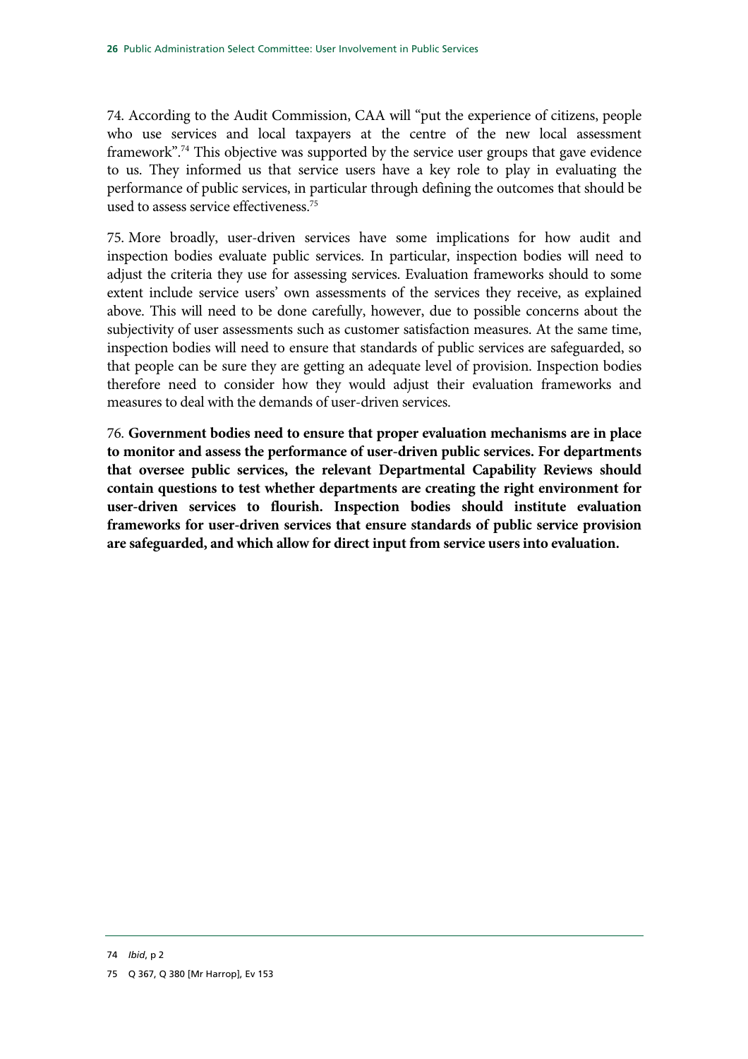74. According to the Audit Commission, CAA will "put the experience of citizens, people who use services and local taxpayers at the centre of the new local assessment framework".[74] This objective was supported by the service user groups that gave evidence to us. They informed us that service users have a key role to play in evaluating the performance of public services, in particular through defining the outcomes that should be used to assess service effectiveness.[75]

75. More broadly, user-driven services have some implications for how audit and inspection bodies evaluate public services. In particular, inspection bodies will need to adjust the criteria they use for assessing services. Evaluation frameworks should to some extent include service users' own assessments of the services they receive, as explained above. This will need to be done carefully, however, due to possible concerns about the subjectivity of user assessments such as customer satisfaction measures. At the same time, inspection bodies will need to ensure that standards of public services are safeguarded, so that people can be sure they are getting an adequate level of provision. Inspection bodies therefore need to consider how they would adjust their evaluation frameworks and measures to deal with the demands of user-driven services.

76. **Government bodies need to ensure that proper evaluation mechanisms are in place to monitor and assess the performance of user-driven public services. For departments that oversee public services, the relevant Departmental Capability Reviews should contain questions to test whether departments are creating the right environment for user-driven services to flourish. Inspection bodies should institute evaluation frameworks for user-driven services that ensure standards of public service provision are safeguarded, and which allow for direct input from service users into evaluation.**

---

74 *Ibid*, p 2

75 Q 367, Q 380 [Mr Harrop], Ev 153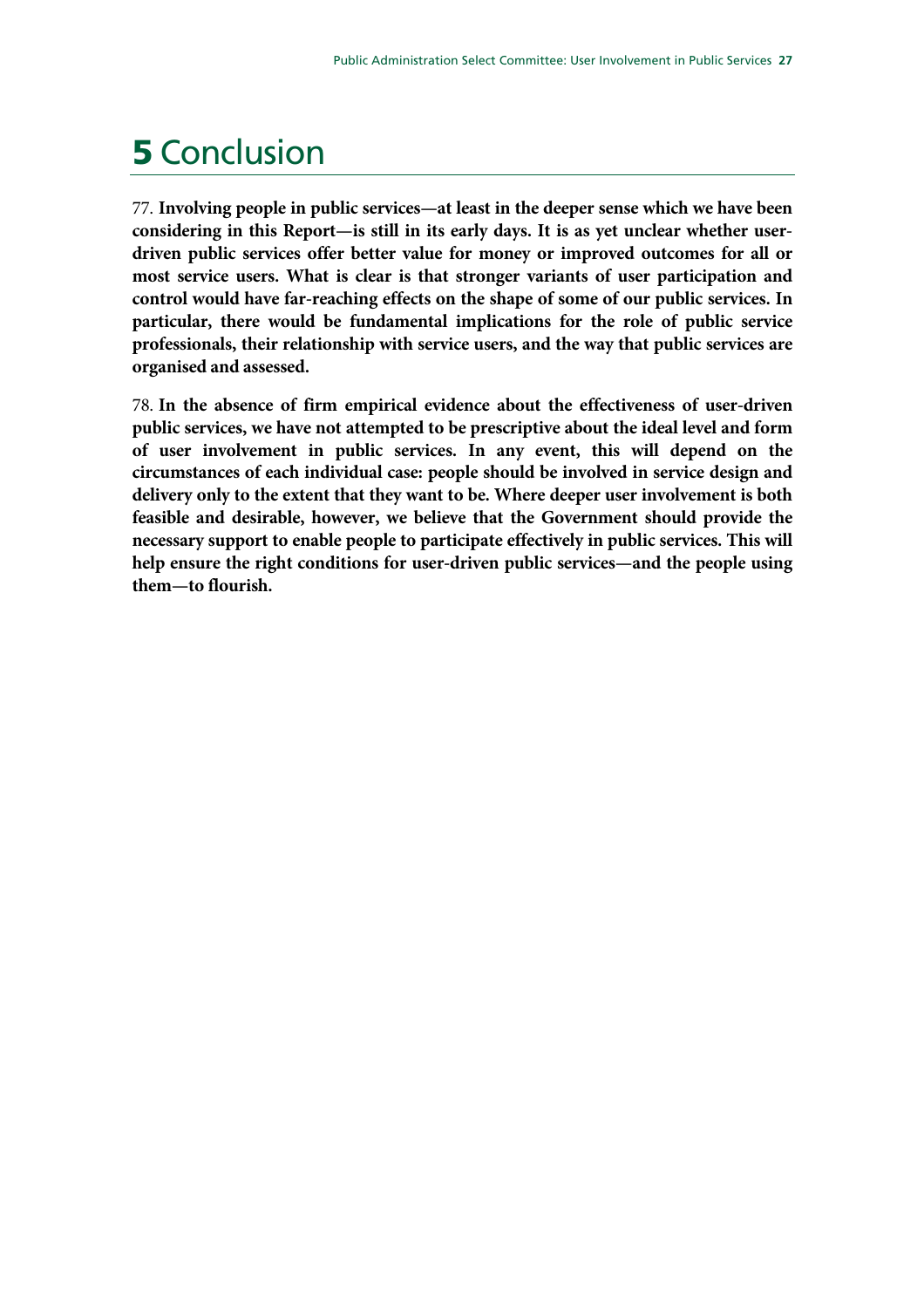# 5 Conclusion

77. **Involving people in public services—at least in the deeper sense which we have been considering in this Report—is still in its early days. It is as yet unclear whether user-driven public services offer better value for money or improved outcomes for all or most service users. What is clear is that stronger variants of user participation and control would have far-reaching effects on the shape of some of our public services. In particular, there would be fundamental implications for the role of public service professionals, their relationship with service users, and the way that public services are organised and assessed.**

78. **In the absence of firm empirical evidence about the effectiveness of user-driven public services, we have not attempted to be prescriptive about the ideal level and form of user involvement in public services. In any event, this will depend on the circumstances of each individual case: people should be involved in service design and delivery only to the extent that they want to be. Where deeper user involvement is both feasible and desirable, however, we believe that the Government should provide the necessary support to enable people to participate effectively in public services. This will help ensure the right conditions for user-driven public services—and the people using them—to flourish.**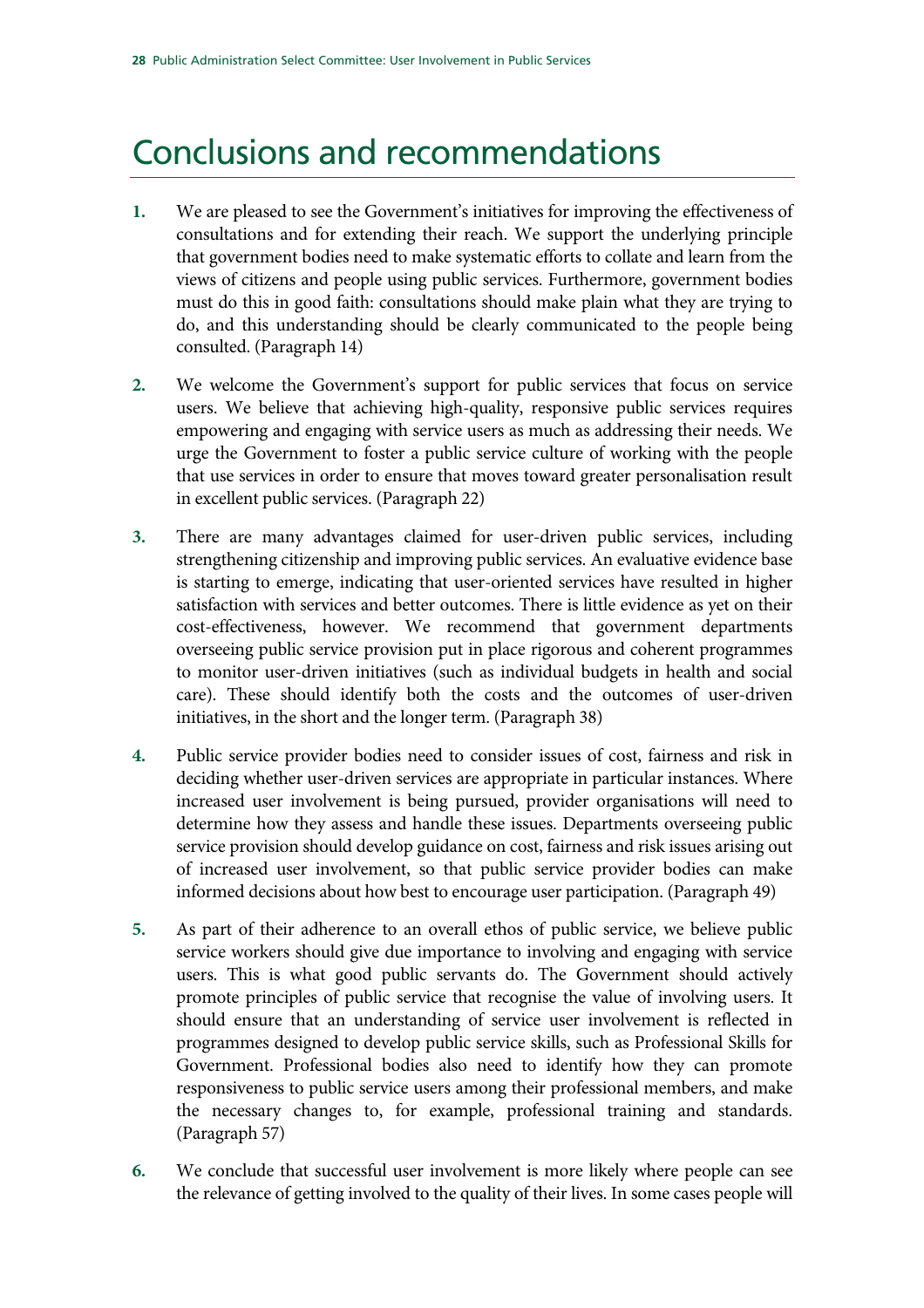# Conclusions and recommendations

1. We are pleased to see the Government's initiatives for improving the effectiveness of consultations and for extending their reach. We support the underlying principle that government bodies need to make systematic efforts to collate and learn from the views of citizens and people using public services. Furthermore, government bodies must do this in good faith: consultations should make plain what they are trying to do, and this understanding should be clearly communicated to the people being consulted. (Paragraph 14)

2. We welcome the Government's support for public services that focus on service users. We believe that achieving high-quality, responsive public services requires empowering and engaging with service users as much as addressing their needs. We urge the Government to foster a public service culture of working with the people that use services in order to ensure that moves toward greater personalisation result in excellent public services. (Paragraph 22)

3. There are many advantages claimed for user-driven public services, including strengthening citizenship and improving public services. An evaluative evidence base is starting to emerge, indicating that user-oriented services have resulted in higher satisfaction with services and better outcomes. There is little evidence as yet on their cost-effectiveness, however. We recommend that government departments overseeing public service provision put in place rigorous and coherent programmes to monitor user-driven initiatives (such as individual budgets in health and social care). These should identify both the costs and the outcomes of user-driven initiatives, in the short and the longer term. (Paragraph 38)

4. Public service provider bodies need to consider issues of cost, fairness and risk in deciding whether user-driven services are appropriate in particular instances. Where increased user involvement is being pursued, provider organisations will need to determine how they assess and handle these issues. Departments overseeing public service provision should develop guidance on cost, fairness and risk issues arising out of increased user involvement, so that public service provider bodies can make informed decisions about how best to encourage user participation. (Paragraph 49)

5. As part of their adherence to an overall ethos of public service, we believe public service workers should give due importance to involving and engaging with service users. This is what good public servants do. The Government should actively promote principles of public service that recognise the value of involving users. It should ensure that an understanding of service user involvement is reflected in programmes designed to develop public service skills, such as Professional Skills for Government. Professional bodies also need to identify how they can promote responsiveness to public service users among their professional members, and make the necessary changes to, for example, professional training and standards. (Paragraph 57)

6. We conclude that successful user involvement is more likely where people can see the relevance of getting involved to the quality of their lives. In some cases people will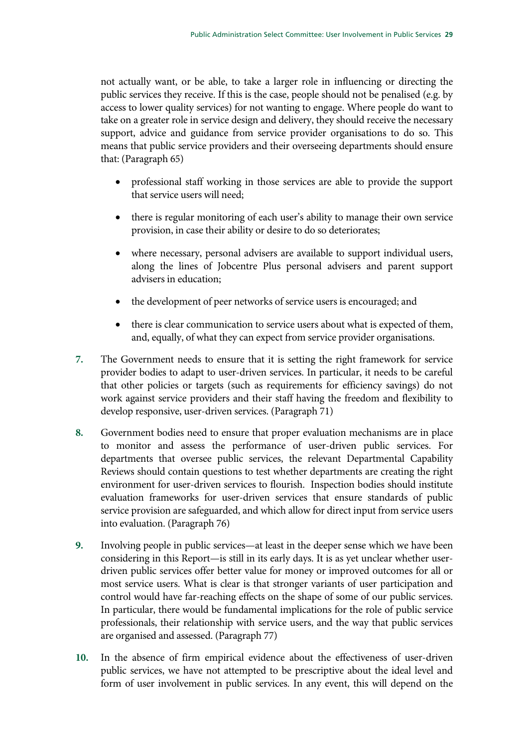not actually want, or be able, to take a larger role in influencing or directing the public services they receive. If this is the case, people should not be penalised (e.g. by access to lower quality services) for not wanting to engage. Where people do want to take on a greater role in service design and delivery, they should receive the necessary support, advice and guidance from service provider organisations to do so. This means that public service providers and their overseeing departments should ensure that: (Paragraph 65)

- professional staff working in those services are able to provide the support that service users will need;
- there is regular monitoring of each user's ability to manage their own service provision, in case their ability or desire to do so deteriorates;
- where necessary, personal advisers are available to support individual users, along the lines of Jobcentre Plus personal advisers and parent support advisers in education;
- the development of peer networks of service users is encouraged; and
- there is clear communication to service users about what is expected of them, and, equally, of what they can expect from service provider organisations.

**7.** The Government needs to ensure that it is setting the right framework for service provider bodies to adapt to user-driven services. In particular, it needs to be careful that other policies or targets (such as requirements for efficiency savings) do not work against service providers and their staff having the freedom and flexibility to develop responsive, user-driven services. (Paragraph 71)

**8.** Government bodies need to ensure that proper evaluation mechanisms are in place to monitor and assess the performance of user-driven public services. For departments that oversee public services, the relevant Departmental Capability Reviews should contain questions to test whether departments are creating the right environment for user-driven services to flourish. Inspection bodies should institute evaluation frameworks for user-driven services that ensure standards of public service provision are safeguarded, and which allow for direct input from service users into evaluation. (Paragraph 76)

**9.** Involving people in public services—at least in the deeper sense which we have been considering in this Report—is still in its early days. It is as yet unclear whether user-driven public services offer better value for money or improved outcomes for all or most service users. What is clear is that stronger variants of user participation and control would have far-reaching effects on the shape of some of our public services. In particular, there would be fundamental implications for the role of public service professionals, their relationship with service users, and the way that public services are organised and assessed. (Paragraph 77)

**10.** In the absence of firm empirical evidence about the effectiveness of user-driven public services, we have not attempted to be prescriptive about the ideal level and form of user involvement in public services. In any event, this will depend on the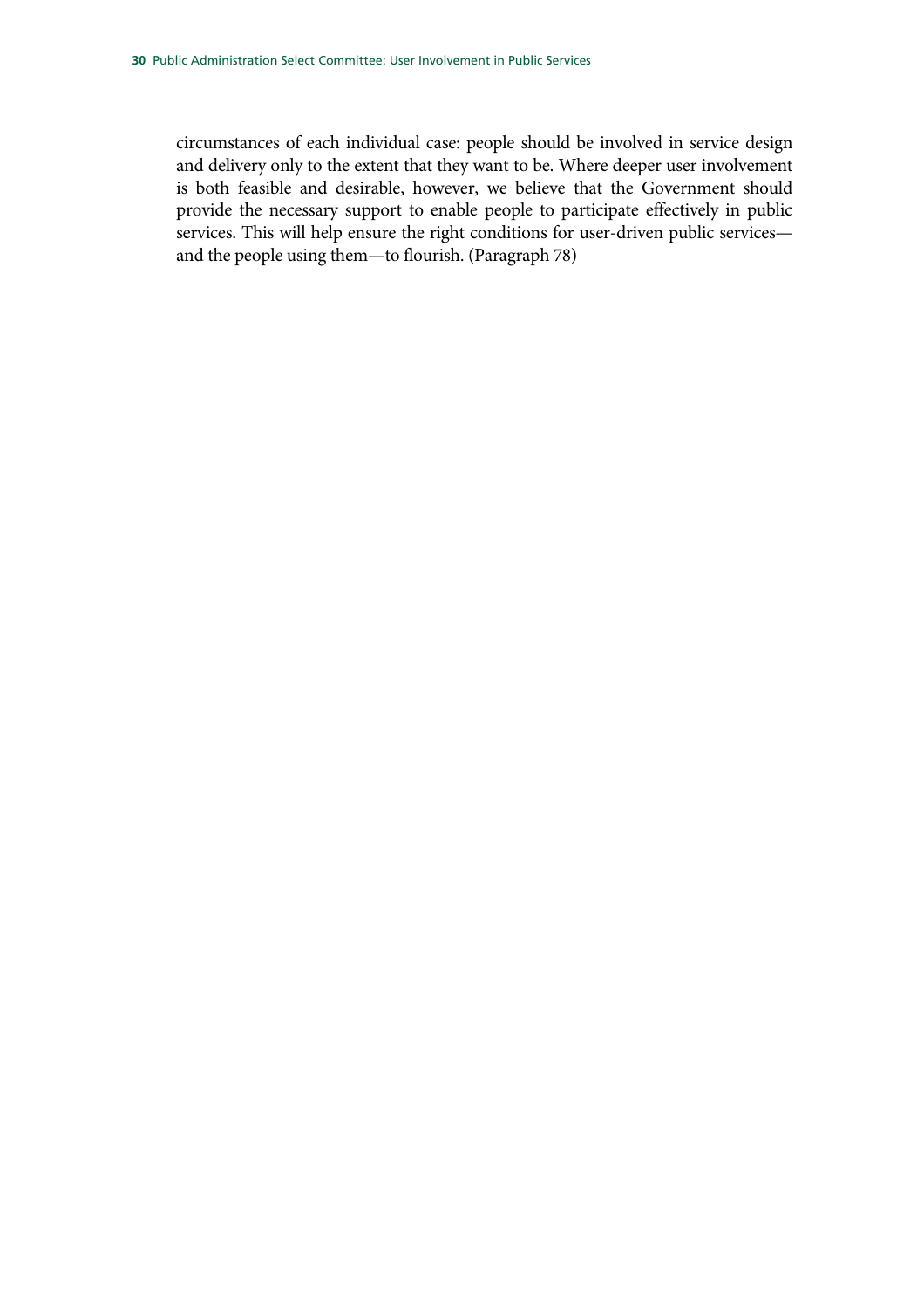circumstances of each individual case: people should be involved in service design and delivery only to the extent that they want to be. Where deeper user involvement is both feasible and desirable, however, we believe that the Government should provide the necessary support to enable people to participate effectively in public services. This will help ensure the right conditions for user-driven public services—and the people using them—to flourish. (Paragraph 78)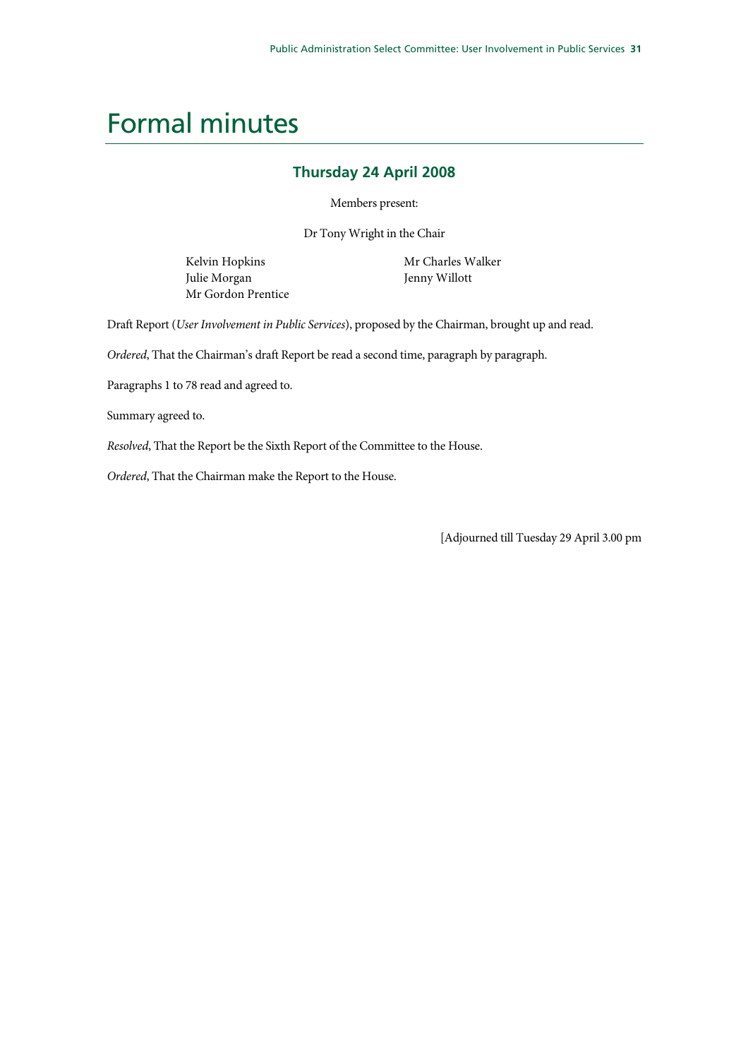# Formal minutes

## Thursday 24 April 2008

Members present:

Dr Tony Wright in the Chair

Kelvin Hopkins
Julie Morgan
Mr Gordon Prentice
Mr Charles Walker
Jenny Willott

Draft Report (*User Involvement in Public Services*), proposed by the Chairman, brought up and read.

*Ordered*, That the Chairman's draft Report be read a second time, paragraph by paragraph.

Paragraphs 1 to 78 read and agreed to.

Summary agreed to.

*Resolved*, That the Report be the Sixth Report of the Committee to the House.

*Ordered*, That the Chairman make the Report to the House.

[Adjourned till Tuesday 29 April 3.00 pm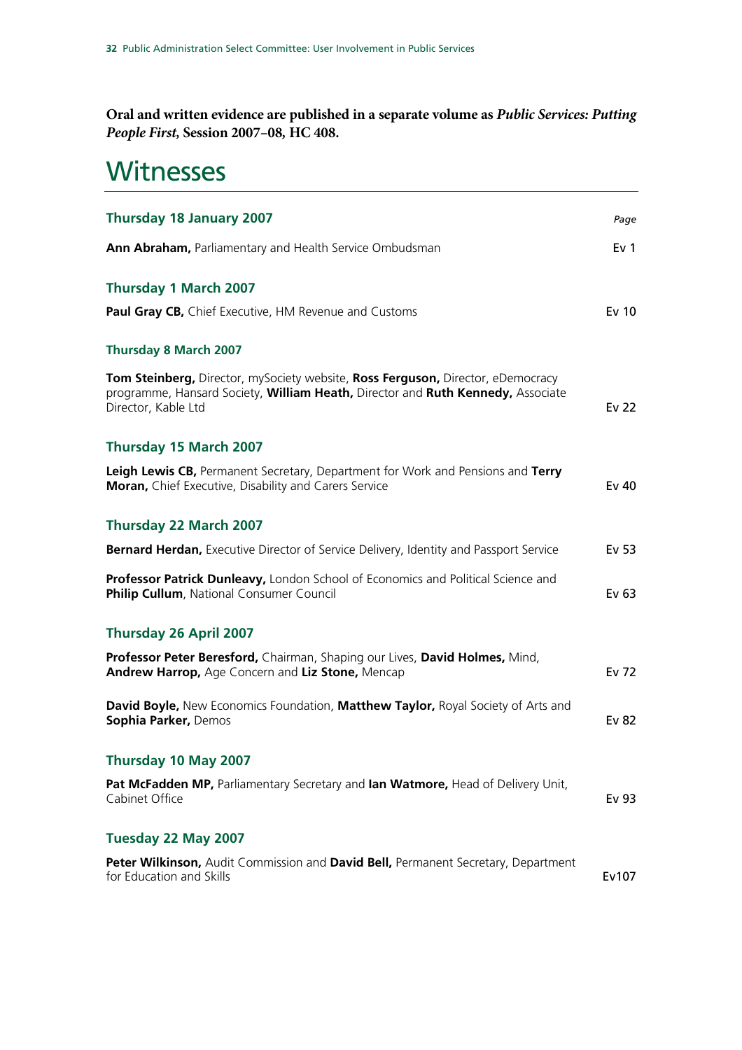**Oral and written evidence are published in a separate volume as *Public Services: Putting People First*, Session 2007–08, HC 408.**

# Witnesses

| | |
|---|---|
| **Thursday 18 January 2007** | *Page* |
| **Ann Abraham,** Parliamentary and Health Service Ombudsman | Ev 1 |
| **Thursday 1 March 2007** | |
| **Paul Gray CB,** Chief Executive, HM Revenue and Customs | Ev 10 |
| **Thursday 8 March 2007** | |
| **Tom Steinberg,** Director, mySociety website, **Ross Ferguson,** Director, eDemocracy programme, Hansard Society, **William Heath,** Director and **Ruth Kennedy,** Associate Director, Kable Ltd | Ev 22 |
| **Thursday 15 March 2007** | |
| **Leigh Lewis CB,** Permanent Secretary, Department for Work and Pensions and **Terry Moran,** Chief Executive, Disability and Carers Service | Ev 40 |
| **Thursday 22 March 2007** | |
| **Bernard Herdan,** Executive Director of Service Delivery, Identity and Passport Service | Ev 53 |
| **Professor Patrick Dunleavy,** London School of Economics and Political Science and **Philip Cullum**, National Consumer Council | Ev 63 |
| **Thursday 26 April 2007** | |
| **Professor Peter Beresford,** Chairman, Shaping our Lives, **David Holmes,** Mind, **Andrew Harrop,** Age Concern and **Liz Stone,** Mencap | Ev 72 |
| **David Boyle,** New Economics Foundation, **Matthew Taylor,** Royal Society of Arts and **Sophia Parker,** Demos | Ev 82 |
| **Thursday 10 May 2007** | |
| **Pat McFadden MP,** Parliamentary Secretary and **Ian Watmore,** Head of Delivery Unit, Cabinet Office | Ev 93 |
| **Tuesday 22 May 2007** | |
| **Peter Wilkinson,** Audit Commission and **David Bell,** Permanent Secretary, Department for Education and Skills | Ev107 |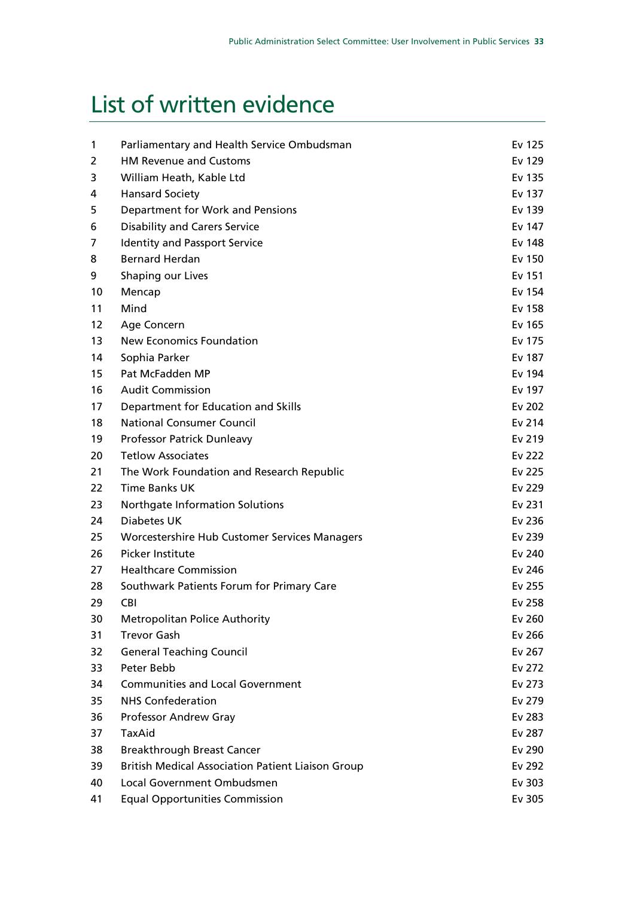# List of written evidence

| | | |
|---|---|---|
| 1 | Parliamentary and Health Service Ombudsman | Ev 125 |
| 2 | HM Revenue and Customs | Ev 129 |
| 3 | William Heath, Kable Ltd | Ev 135 |
| 4 | Hansard Society | Ev 137 |
| 5 | Department for Work and Pensions | Ev 139 |
| 6 | Disability and Carers Service | Ev 147 |
| 7 | Identity and Passport Service | Ev 148 |
| 8 | Bernard Herdan | Ev 150 |
| 9 | Shaping our Lives | Ev 151 |
| 10 | Mencap | Ev 154 |
| 11 | Mind | Ev 158 |
| 12 | Age Concern | Ev 165 |
| 13 | New Economics Foundation | Ev 175 |
| 14 | Sophia Parker | Ev 187 |
| 15 | Pat McFadden MP | Ev 194 |
| 16 | Audit Commission | Ev 197 |
| 17 | Department for Education and Skills | Ev 202 |
| 18 | National Consumer Council | Ev 214 |
| 19 | Professor Patrick Dunleavy | Ev 219 |
| 20 | Tetlow Associates | Ev 222 |
| 21 | The Work Foundation and Research Republic | Ev 225 |
| 22 | Time Banks UK | Ev 229 |
| 23 | Northgate Information Solutions | Ev 231 |
| 24 | Diabetes UK | Ev 236 |
| 25 | Worcestershire Hub Customer Services Managers | Ev 239 |
| 26 | Picker Institute | Ev 240 |
| 27 | Healthcare Commission | Ev 246 |
| 28 | Southwark Patients Forum for Primary Care | Ev 255 |
| 29 | CBI | Ev 258 |
| 30 | Metropolitan Police Authority | Ev 260 |
| 31 | Trevor Gash | Ev 266 |
| 32 | General Teaching Council | Ev 267 |
| 33 | Peter Bebb | Ev 272 |
| 34 | Communities and Local Government | Ev 273 |
| 35 | NHS Confederation | Ev 279 |
| 36 | Professor Andrew Gray | Ev 283 |
| 37 | TaxAid | Ev 287 |
| 38 | Breakthrough Breast Cancer | Ev 290 |
| 39 | British Medical Association Patient Liaison Group | Ev 292 |
| 40 | Local Government Ombudsmen | Ev 303 |
| 41 | Equal Opportunities Commission | Ev 305 |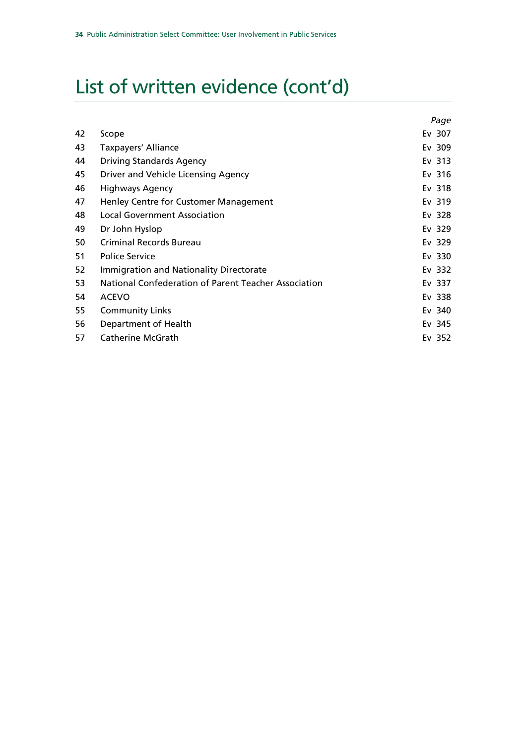# List of written evidence (cont'd)

| | | Page |
|---|---|---|
| 42 | Scope | Ev 307 |
| 43 | Taxpayers' Alliance | Ev 309 |
| 44 | Driving Standards Agency | Ev 313 |
| 45 | Driver and Vehicle Licensing Agency | Ev 316 |
| 46 | Highways Agency | Ev 318 |
| 47 | Henley Centre for Customer Management | Ev 319 |
| 48 | Local Government Association | Ev 328 |
| 49 | Dr John Hyslop | Ev 329 |
| 50 | Criminal Records Bureau | Ev 329 |
| 51 | Police Service | Ev 330 |
| 52 | Immigration and Nationality Directorate | Ev 332 |
| 53 | National Confederation of Parent Teacher Association | Ev 337 |
| 54 | ACEVO | Ev 338 |
| 55 | Community Links | Ev 340 |
| 56 | Department of Health | Ev 345 |
| 57 | Catherine McGrath | Ev 352 |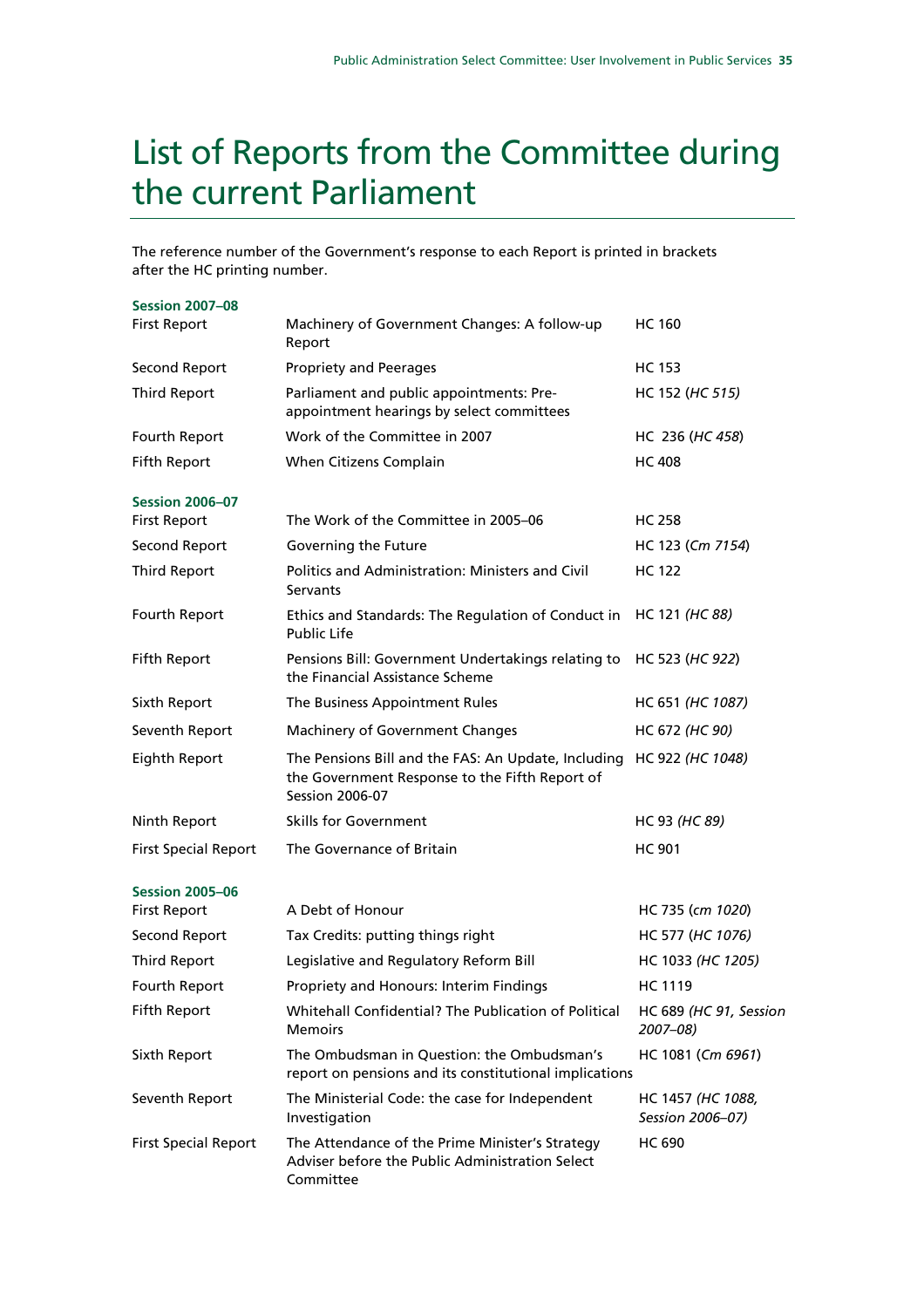# List of Reports from the Committee during the current Parliament

The reference number of the Government's response to each Report is printed in brackets after the HC printing number.

| | | |
|---|---|---|
| **Session 2007–08** | | |
| First Report | Machinery of Government Changes: A follow-up Report | HC 160 |
| Second Report | Propriety and Peerages | HC 153 |
| Third Report | Parliament and public appointments: Pre-appointment hearings by select committees | HC 152 (*HC 515*) |
| Fourth Report | Work of the Committee in 2007 | HC 236 (*HC 458*) |
| Fifth Report | When Citizens Complain | HC 408 |
| **Session 2006–07** | | |
| First Report | The Work of the Committee in 2005–06 | HC 258 |
| Second Report | Governing the Future | HC 123 (*Cm 7154*) |
| Third Report | Politics and Administration: Ministers and Civil Servants | HC 122 |
| Fourth Report | Ethics and Standards: The Regulation of Conduct in Public Life | HC 121 *(HC 88)* |
| Fifth Report | Pensions Bill: Government Undertakings relating to the Financial Assistance Scheme | HC 523 (*HC 922*) |
| Sixth Report | The Business Appointment Rules | HC 651 *(HC 1087)* |
| Seventh Report | Machinery of Government Changes | HC 672 *(HC 90)* |
| Eighth Report | The Pensions Bill and the FAS: An Update, Including the Government Response to the Fifth Report of Session 2006-07 | HC 922 *(HC 1048)* |
| Ninth Report | Skills for Government | HC 93 *(HC 89)* |
| First Special Report | The Governance of Britain | HC 901 |
| **Session 2005–06** | | |
| First Report | A Debt of Honour | HC 735 (*cm 1020*) |
| Second Report | Tax Credits: putting things right | HC 577 (*HC 1076)* |
| Third Report | Legislative and Regulatory Reform Bill | HC 1033 *(HC 1205)* |
| Fourth Report | Propriety and Honours: Interim Findings | HC 1119 |
| Fifth Report | Whitehall Confidential? The Publication of Political Memoirs | HC 689 *(HC 91, Session 2007–08)* |
| Sixth Report | The Ombudsman in Question: the Ombudsman's report on pensions and its constitutional implications | HC 1081 (*Cm 6961*) |
| Seventh Report | The Ministerial Code: the case for Independent Investigation | HC 1457 *(HC 1088, Session 2006–07)* |
| First Special Report | The Attendance of the Prime Minister's Strategy Adviser before the Public Administration Select Committee | HC 690 |